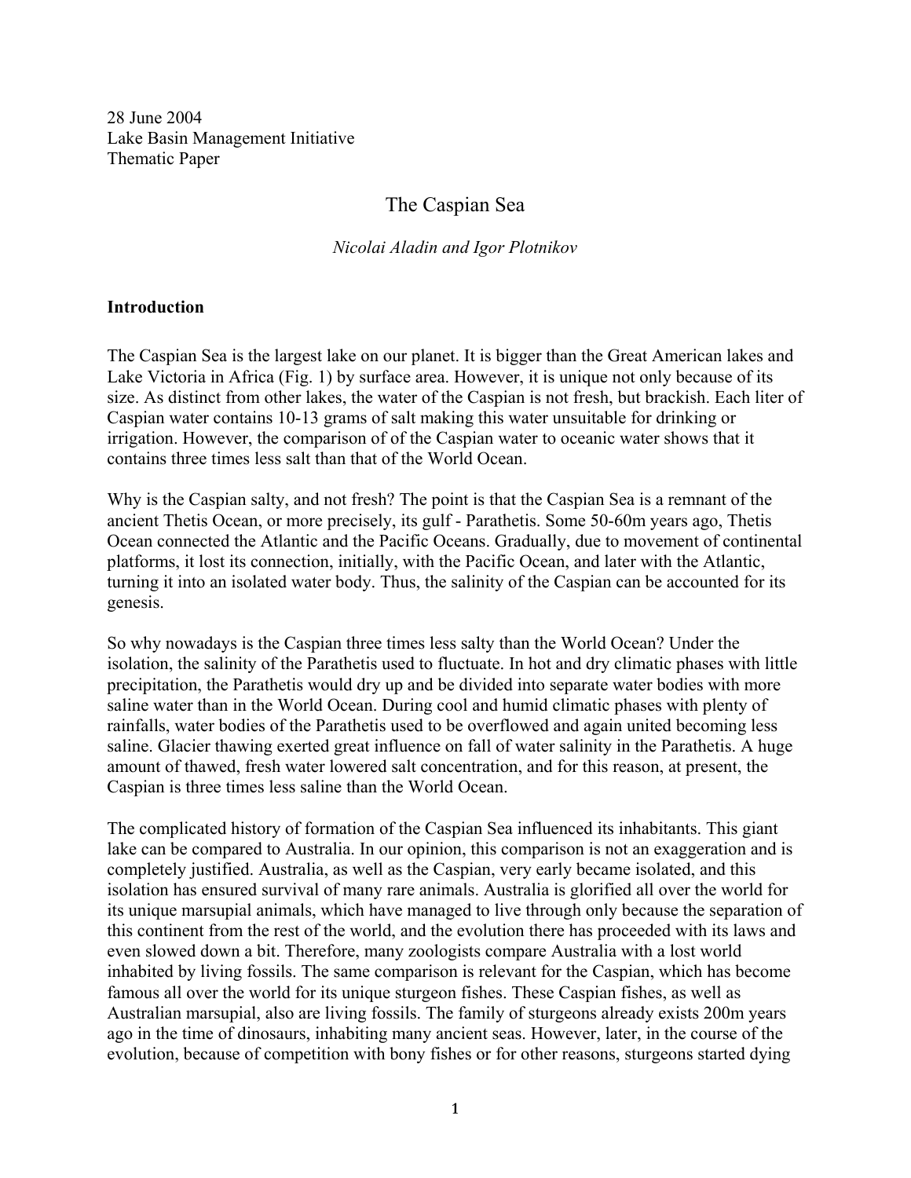28 June 2004
Lake Basin Management Initiative
Thematic Paper

# The Caspian Sea

*Nicolai Aladin and Igor Plotnikov*

## Introduction

The Caspian Sea is the largest lake on our planet. It is bigger than the Great American lakes and Lake Victoria in Africa (Fig. 1) by surface area. However, it is unique not only because of its size. As distinct from other lakes, the water of the Caspian is not fresh, but brackish. Each liter of Caspian water contains 10-13 grams of salt making this water unsuitable for drinking or irrigation. However, the comparison of of the Caspian water to oceanic water shows that it contains three times less salt than that of the World Ocean.

Why is the Caspian salty, and not fresh? The point is that the Caspian Sea is a remnant of the ancient Thetis Ocean, or more precisely, its gulf - Parathetis. Some 50-60m years ago, Thetis Ocean connected the Atlantic and the Pacific Oceans. Gradually, due to movement of continental platforms, it lost its connection, initially, with the Pacific Ocean, and later with the Atlantic, turning it into an isolated water body. Thus, the salinity of the Caspian can be accounted for its genesis.

So why nowadays is the Caspian three times less salty than the World Ocean? Under the isolation, the salinity of the Parathetis used to fluctuate. In hot and dry climatic phases with little precipitation, the Parathetis would dry up and be divided into separate water bodies with more saline water than in the World Ocean. During cool and humid climatic phases with plenty of rainfalls, water bodies of the Parathetis used to be overflowed and again united becoming less saline. Glacier thawing exerted great influence on fall of water salinity in the Parathetis. A huge amount of thawed, fresh water lowered salt concentration, and for this reason, at present, the Caspian is three times less saline than the World Ocean.

The complicated history of formation of the Caspian Sea influenced its inhabitants. This giant lake can be compared to Australia. In our opinion, this comparison is not an exaggeration and is completely justified. Australia, as well as the Caspian, very early became isolated, and this isolation has ensured survival of many rare animals. Australia is glorified all over the world for its unique marsupial animals, which have managed to live through only because the separation of this continent from the rest of the world, and the evolution there has proceeded with its laws and even slowed down a bit. Therefore, many zoologists compare Australia with a lost world inhabited by living fossils. The same comparison is relevant for the Caspian, which has become famous all over the world for its unique sturgeon fishes. These Caspian fishes, as well as Australian marsupial, also are living fossils. The family of sturgeons already exists 200m years ago in the time of dinosaurs, inhabiting many ancient seas. However, later, in the course of the evolution, because of competition with bony fishes or for other reasons, sturgeons started dying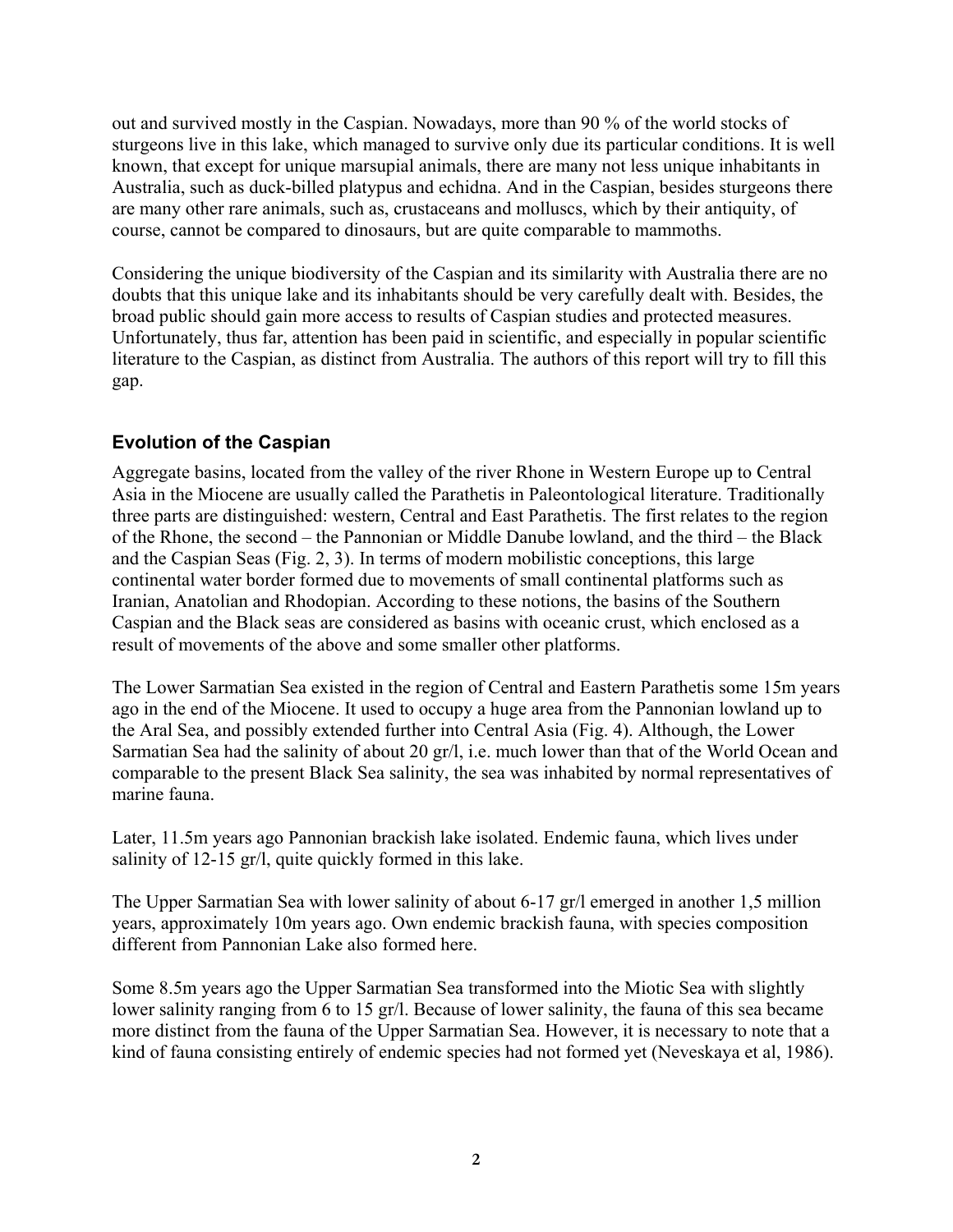out and survived mostly in the Caspian. Nowadays, more than 90 % of the world stocks of sturgeons live in this lake, which managed to survive only due its particular conditions. It is well known, that except for unique marsupial animals, there are many not less unique inhabitants in Australia, such as duck-billed platypus and echidna. And in the Caspian, besides sturgeons there are many other rare animals, such as, crustaceans and molluscs, which by their antiquity, of course, cannot be compared to dinosaurs, but are quite comparable to mammoths.

Considering the unique biodiversity of the Caspian and its similarity with Australia there are no doubts that this unique lake and its inhabitants should be very carefully dealt with. Besides, the broad public should gain more access to results of Caspian studies and protected measures. Unfortunately, thus far, attention has been paid in scientific, and especially in popular scientific literature to the Caspian, as distinct from Australia. The authors of this report will try to fill this gap.

## Evolution of the Caspian

Aggregate basins, located from the valley of the river Rhone in Western Europe up to Central Asia in the Miocene are usually called the Parathetis in Paleontological literature. Traditionally three parts are distinguished: western, Central and East Parathetis. The first relates to the region of the Rhone, the second – the Pannonian or Middle Danube lowland, and the third – the Black and the Caspian Seas (Fig. 2, 3). In terms of modern mobilistic conceptions, this large continental water border formed due to movements of small continental platforms such as Iranian, Anatolian and Rhodopian. According to these notions, the basins of the Southern Caspian and the Black seas are considered as basins with oceanic crust, which enclosed as a result of movements of the above and some smaller other platforms.

The Lower Sarmatian Sea existed in the region of Central and Eastern Parathetis some 15m years ago in the end of the Miocene. It used to occupy a huge area from the Pannonian lowland up to the Aral Sea, and possibly extended further into Central Asia (Fig. 4). Although, the Lower Sarmatian Sea had the salinity of about 20 gr/l, i.e. much lower than that of the World Ocean and comparable to the present Black Sea salinity, the sea was inhabited by normal representatives of marine fauna.

Later, 11.5m years ago Pannonian brackish lake isolated. Endemic fauna, which lives under salinity of 12-15 gr/l, quite quickly formed in this lake.

The Upper Sarmatian Sea with lower salinity of about 6-17 gr/l emerged in another 1,5 million years, approximately 10m years ago. Own endemic brackish fauna, with species composition different from Pannonian Lake also formed here.

Some 8.5m years ago the Upper Sarmatian Sea transformed into the Miotic Sea with slightly lower salinity ranging from 6 to 15 gr/l. Because of lower salinity, the fauna of this sea became more distinct from the fauna of the Upper Sarmatian Sea. However, it is necessary to note that a kind of fauna consisting entirely of endemic species had not formed yet (Neveskaya et al, 1986).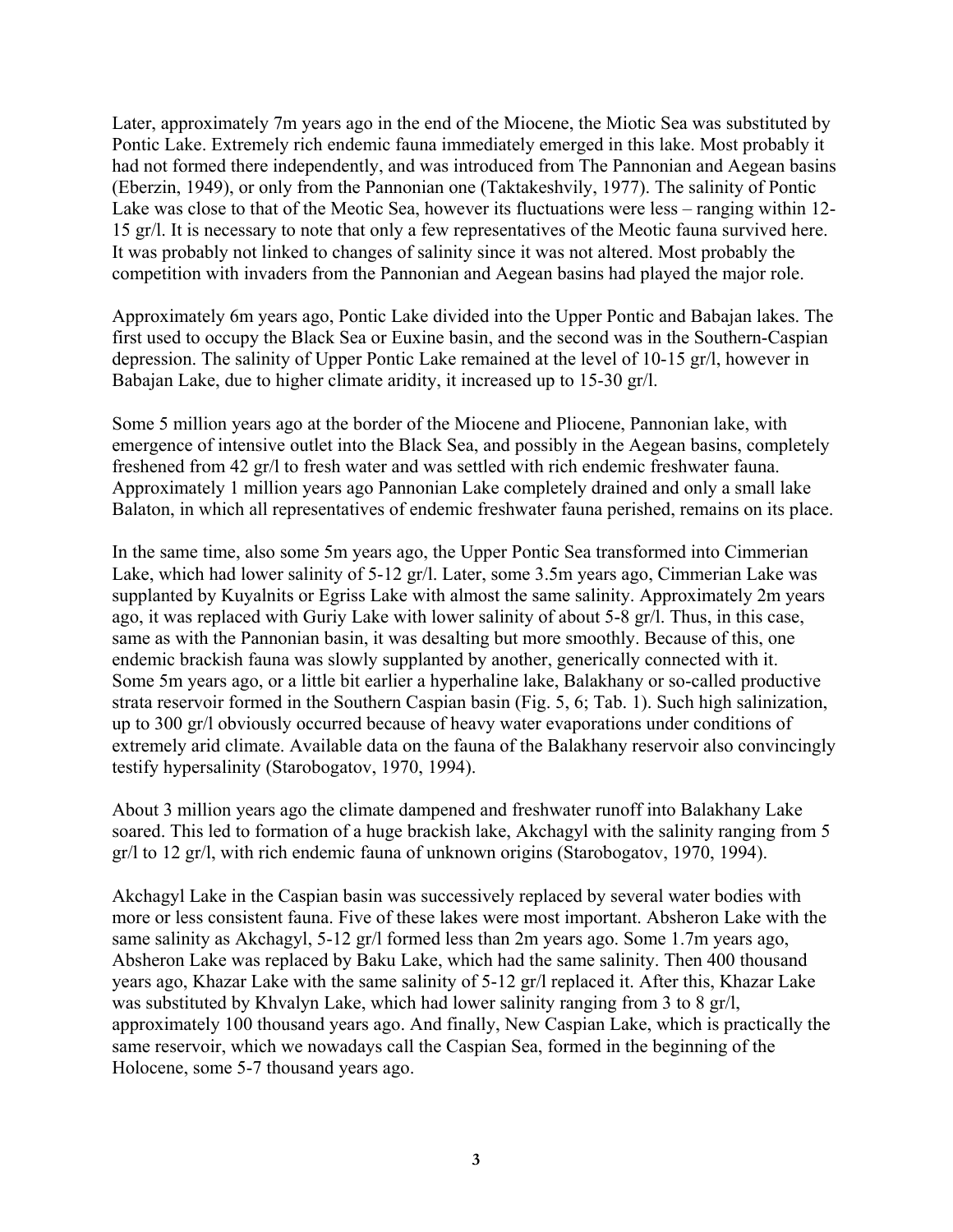Later, approximately 7m years ago in the end of the Miocene, the Miotic Sea was substituted by Pontic Lake. Extremely rich endemic fauna immediately emerged in this lake. Most probably it had not formed there independently, and was introduced from The Pannonian and Aegean basins (Eberzin, 1949), or only from the Pannonian one (Taktakeshvily, 1977). The salinity of Pontic Lake was close to that of the Meotic Sea, however its fluctuations were less – ranging within 12-15 gr/l. It is necessary to note that only a few representatives of the Meotic fauna survived here. It was probably not linked to changes of salinity since it was not altered. Most probably the competition with invaders from the Pannonian and Aegean basins had played the major role.

Approximately 6m years ago, Pontic Lake divided into the Upper Pontic and Babajan lakes. The first used to occupy the Black Sea or Euxine basin, and the second was in the Southern-Caspian depression. The salinity of Upper Pontic Lake remained at the level of 10-15 gr/l, however in Babajan Lake, due to higher climate aridity, it increased up to 15-30 gr/l.

Some 5 million years ago at the border of the Miocene and Pliocene, Pannonian lake, with emergence of intensive outlet into the Black Sea, and possibly in the Aegean basins, completely freshened from 42 gr/l to fresh water and was settled with rich endemic freshwater fauna. Approximately 1 million years ago Pannonian Lake completely drained and only a small lake Balaton, in which all representatives of endemic freshwater fauna perished, remains on its place.

In the same time, also some 5m years ago, the Upper Pontic Sea transformed into Cimmerian Lake, which had lower salinity of 5-12 gr/l. Later, some 3.5m years ago, Cimmerian Lake was supplanted by Kuyalnits or Egriss Lake with almost the same salinity. Approximately 2m years ago, it was replaced with Guriy Lake with lower salinity of about 5-8 gr/l. Thus, in this case, same as with the Pannonian basin, it was desalting but more smoothly. Because of this, one endemic brackish fauna was slowly supplanted by another, generically connected with it. Some 5m years ago, or a little bit earlier a hyperhaline lake, Balakhany or so-called productive strata reservoir formed in the Southern Caspian basin (Fig. 5, 6; Tab. 1). Such high salinization, up to 300 gr/l obviously occurred because of heavy water evaporations under conditions of extremely arid climate. Available data on the fauna of the Balakhany reservoir also convincingly testify hypersalinity (Starobogatov, 1970, 1994).

About 3 million years ago the climate dampened and freshwater runoff into Balakhany Lake soared. This led to formation of a huge brackish lake, Akchagyl with the salinity ranging from 5 gr/l to 12 gr/l, with rich endemic fauna of unknown origins (Starobogatov, 1970, 1994).

Akchagyl Lake in the Caspian basin was successively replaced by several water bodies with more or less consistent fauna. Five of these lakes were most important. Absheron Lake with the same salinity as Akchagyl, 5-12 gr/l formed less than 2m years ago. Some 1.7m years ago, Absheron Lake was replaced by Baku Lake, which had the same salinity. Then 400 thousand years ago, Khazar Lake with the same salinity of 5-12 gr/l replaced it. After this, Khazar Lake was substituted by Khvalyn Lake, which had lower salinity ranging from 3 to 8 gr/l, approximately 100 thousand years ago. And finally, New Caspian Lake, which is practically the same reservoir, which we nowadays call the Caspian Sea, formed in the beginning of the Holocene, some 5-7 thousand years ago.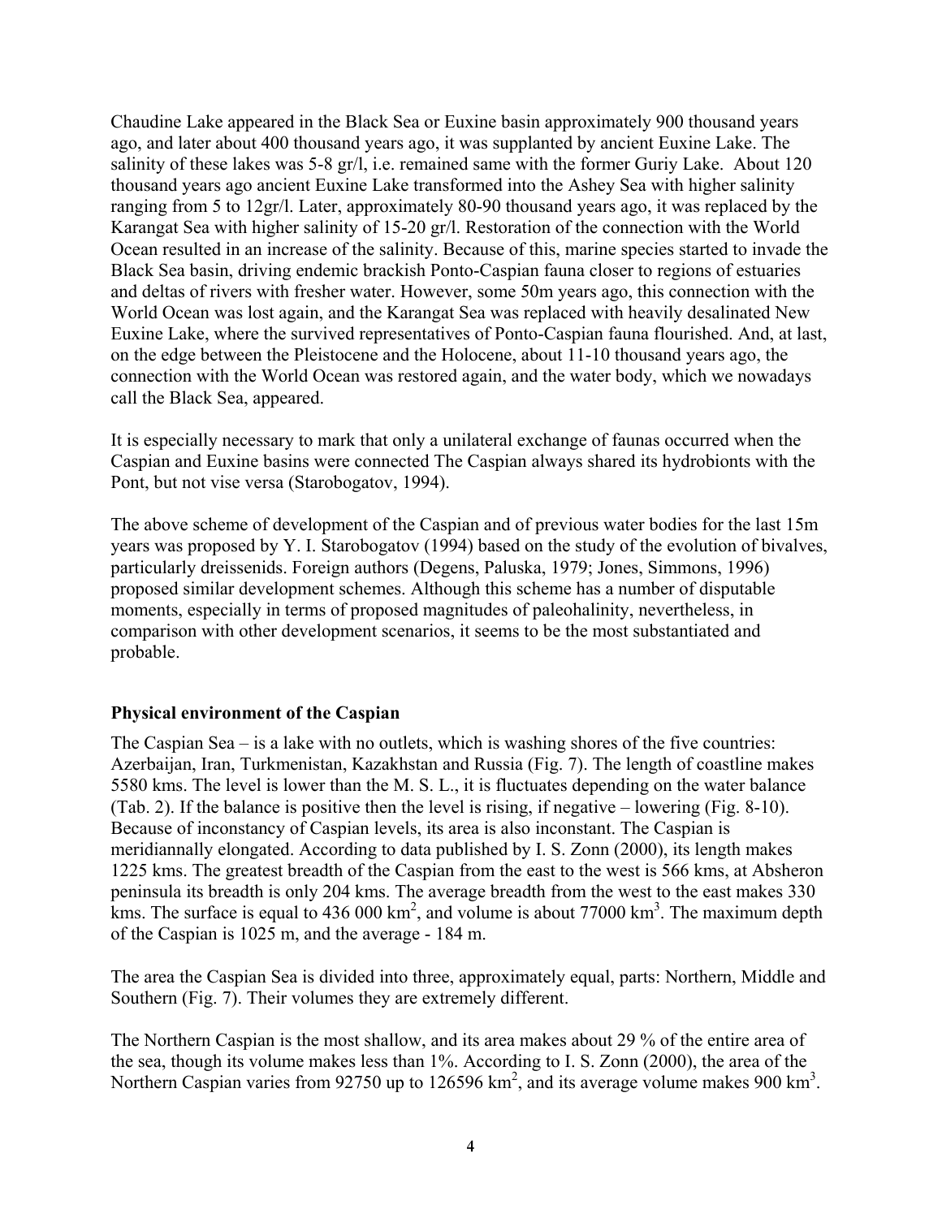Chaudine Lake appeared in the Black Sea or Euxine basin approximately 900 thousand years ago, and later about 400 thousand years ago, it was supplanted by ancient Euxine Lake. The salinity of these lakes was 5-8 gr/l, i.e. remained same with the former Guriy Lake. About 120 thousand years ago ancient Euxine Lake transformed into the Ashey Sea with higher salinity ranging from 5 to 12gr/l. Later, approximately 80-90 thousand years ago, it was replaced by the Karangat Sea with higher salinity of 15-20 gr/l. Restoration of the connection with the World Ocean resulted in an increase of the salinity. Because of this, marine species started to invade the Black Sea basin, driving endemic brackish Ponto-Caspian fauna closer to regions of estuaries and deltas of rivers with fresher water. However, some 50m years ago, this connection with the World Ocean was lost again, and the Karangat Sea was replaced with heavily desalinated New Euxine Lake, where the survived representatives of Ponto-Caspian fauna flourished. And, at last, on the edge between the Pleistocene and the Holocene, about 11-10 thousand years ago, the connection with the World Ocean was restored again, and the water body, which we nowadays call the Black Sea, appeared.

It is especially necessary to mark that only a unilateral exchange of faunas occurred when the Caspian and Euxine basins were connected The Caspian always shared its hydrobionts with the Pont, but not vise versa (Starobogatov, 1994).

The above scheme of development of the Caspian and of previous water bodies for the last 15m years was proposed by Y. I. Starobogatov (1994) based on the study of the evolution of bivalves, particularly dreissenids. Foreign authors (Degens, Paluska, 1979; Jones, Simmons, 1996) proposed similar development schemes. Although this scheme has a number of disputable moments, especially in terms of proposed magnitudes of paleohalinity, nevertheless, in comparison with other development scenarios, it seems to be the most substantiated and probable.

## Physical environment of the Caspian

The Caspian Sea – is a lake with no outlets, which is washing shores of the five countries: Azerbaijan, Iran, Turkmenistan, Kazakhstan and Russia (Fig. 7). The length of coastline makes 5580 kms. The level is lower than the M. S. L., it is fluctuates depending on the water balance (Tab. 2). If the balance is positive then the level is rising, if negative – lowering (Fig. 8-10). Because of inconstancy of Caspian levels, its area is also inconstant. The Caspian is meridiannally elongated. According to data published by I. S. Zonn (2000), its length makes 1225 kms. The greatest breadth of the Caspian from the east to the west is 566 kms, at Absheron peninsula its breadth is only 204 kms. The average breadth from the west to the east makes 330 kms. The surface is equal to 436 000 km$^2$, and volume is about 77000 km$^3$. The maximum depth of the Caspian is 1025 m, and the average - 184 m.

The area the Caspian Sea is divided into three, approximately equal, parts: Northern, Middle and Southern (Fig. 7). Their volumes they are extremely different.

The Northern Caspian is the most shallow, and its area makes about 29 % of the entire area of the sea, though its volume makes less than 1%. According to I. S. Zonn (2000), the area of the Northern Caspian varies from 92750 up to 126596 km$^2$, and its average volume makes 900 km$^3$.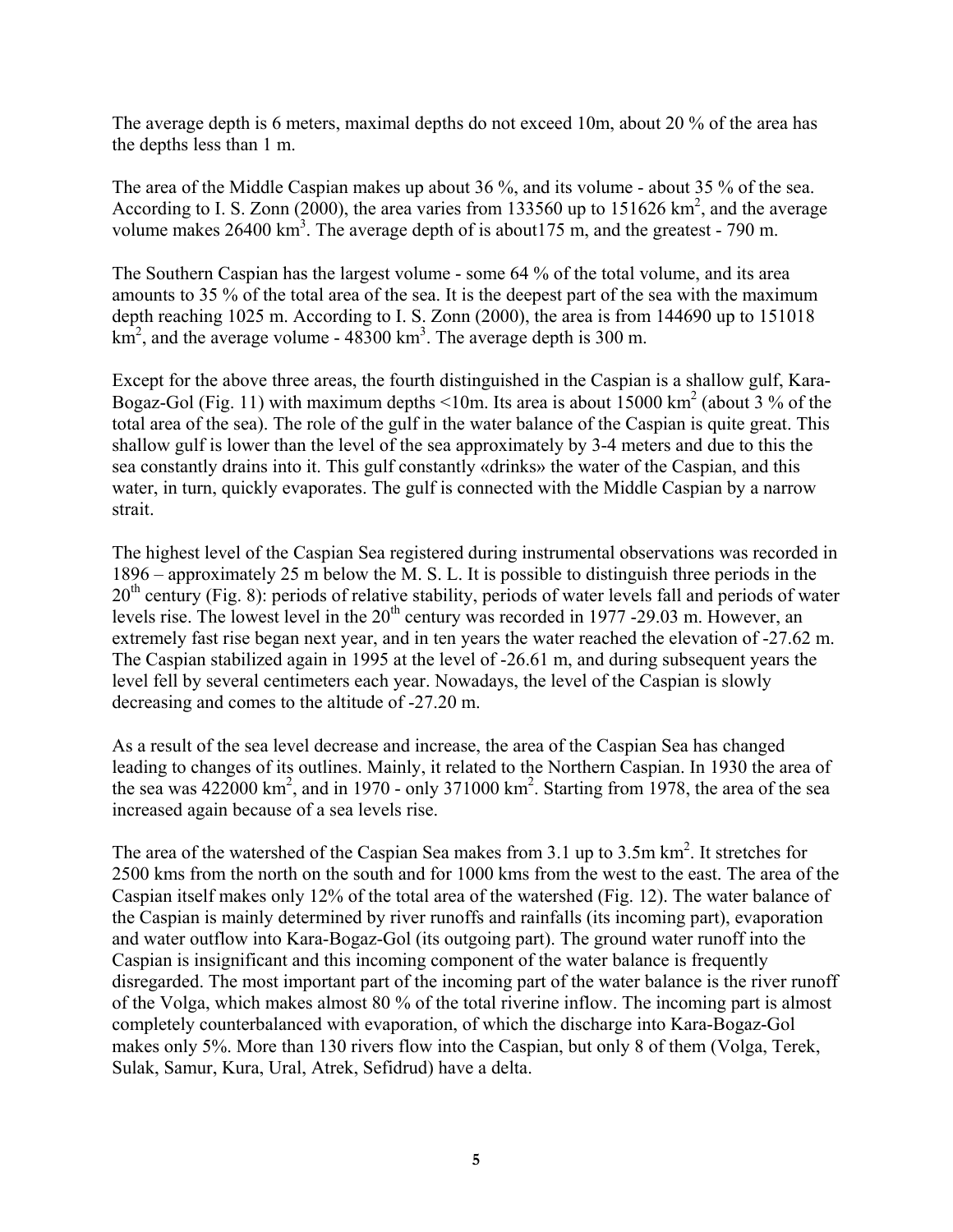The average depth is 6 meters, maximal depths do not exceed 10m, about 20 % of the area has the depths less than 1 m.

The area of the Middle Caspian makes up about 36 %, and its volume - about 35 % of the sea. According to I. S. Zonn (2000), the area varies from 133560 up to 151626 $km^2$, and the average volume makes 26400 $km^3$. The average depth of is about175 m, and the greatest - 790 m.

The Southern Caspian has the largest volume - some 64 % of the total volume, and its area amounts to 35 % of the total area of the sea. It is the deepest part of the sea with the maximum depth reaching 1025 m. According to I. S. Zonn (2000), the area is from 144690 up to 151018 $km^2$, and the average volume - 48300 $km^3$. The average depth is 300 m.

Except for the above three areas, the fourth distinguished in the Caspian is a shallow gulf, Kara-Bogaz-Gol (Fig. 11) with maximum depths <10m. Its area is about 15000 $km^2$ (about 3 % of the total area of the sea). The role of the gulf in the water balance of the Caspian is quite great. This shallow gulf is lower than the level of the sea approximately by 3-4 meters and due to this the sea constantly drains into it. This gulf constantly «drinks» the water of the Caspian, and this water, in turn, quickly evaporates. The gulf is connected with the Middle Caspian by a narrow strait.

The highest level of the Caspian Sea registered during instrumental observations was recorded in 1896 – approximately 25 m below the M. S. L. It is possible to distinguish three periods in the 20th century (Fig. 8): periods of relative stability, periods of water levels fall and periods of water levels rise. The lowest level in the 20th century was recorded in 1977 -29.03 m. However, an extremely fast rise began next year, and in ten years the water reached the elevation of -27.62 m. The Caspian stabilized again in 1995 at the level of -26.61 m, and during subsequent years the level fell by several centimeters each year. Nowadays, the level of the Caspian is slowly decreasing and comes to the altitude of -27.20 m.

As a result of the sea level decrease and increase, the area of the Caspian Sea has changed leading to changes of its outlines. Mainly, it related to the Northern Caspian. In 1930 the area of the sea was 422000 $km^2$, and in 1970 - only 371000 $km^2$. Starting from 1978, the area of the sea increased again because of a sea levels rise.

The area of the watershed of the Caspian Sea makes from 3.1 up to 3.5m $km^2$. It stretches for 2500 kms from the north on the south and for 1000 kms from the west to the east. The area of the Caspian itself makes only 12% of the total area of the watershed (Fig. 12). The water balance of the Caspian is mainly determined by river runoffs and rainfalls (its incoming part), evaporation and water outflow into Kara-Bogaz-Gol (its outgoing part). The ground water runoff into the Caspian is insignificant and this incoming component of the water balance is frequently disregarded. The most important part of the incoming part of the water balance is the river runoff of the Volga, which makes almost 80 % of the total riverine inflow. The incoming part is almost completely counterbalanced with evaporation, of which the discharge into Kara-Bogaz-Gol makes only 5%. More than 130 rivers flow into the Caspian, but only 8 of them (Volga, Terek, Sulak, Samur, Kura, Ural, Atrek, Sefidrud) have a delta.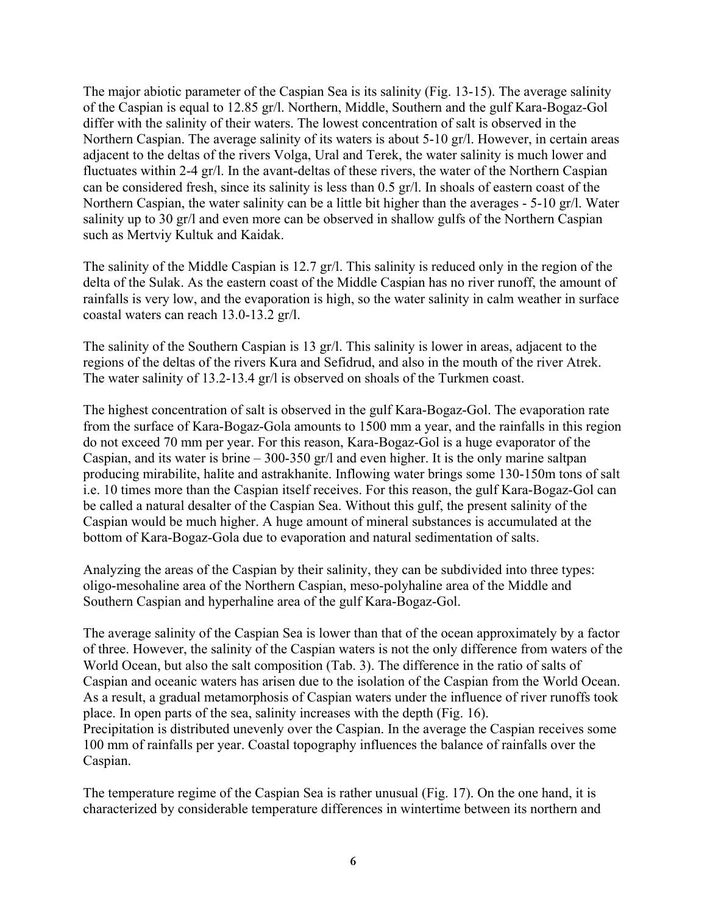The major abiotic parameter of the Caspian Sea is its salinity (Fig. 13-15). The average salinity of the Caspian is equal to 12.85 gr/l. Northern, Middle, Southern and the gulf Kara-Bogaz-Gol differ with the salinity of their waters. The lowest concentration of salt is observed in the Northern Caspian. The average salinity of its waters is about 5-10 gr/l. However, in certain areas adjacent to the deltas of the rivers Volga, Ural and Terek, the water salinity is much lower and fluctuates within 2-4 gr/l. In the avant-deltas of these rivers, the water of the Northern Caspian can be considered fresh, since its salinity is less than 0.5 gr/l. In shoals of eastern coast of the Northern Caspian, the water salinity can be a little bit higher than the averages - 5-10 gr/l. Water salinity up to 30 gr/l and even more can be observed in shallow gulfs of the Northern Caspian such as Mertviy Kultuk and Kaidak.

The salinity of the Middle Caspian is 12.7 gr/l. This salinity is reduced only in the region of the delta of the Sulak. As the eastern coast of the Middle Caspian has no river runoff, the amount of rainfalls is very low, and the evaporation is high, so the water salinity in calm weather in surface coastal waters can reach 13.0-13.2 gr/l.

The salinity of the Southern Caspian is 13 gr/l. This salinity is lower in areas, adjacent to the regions of the deltas of the rivers Kura and Sefidrud, and also in the mouth of the river Atrek. The water salinity of 13.2-13.4 gr/l is observed on shoals of the Turkmen coast.

The highest concentration of salt is observed in the gulf Kara-Bogaz-Gol. The evaporation rate from the surface of Kara-Bogaz-Gola amounts to 1500 mm a year, and the rainfalls in this region do not exceed 70 mm per year. For this reason, Kara-Bogaz-Gol is a huge evaporator of the Caspian, and its water is brine – 300-350 gr/l and even higher. It is the only marine saltpan producing mirabilite, halite and astrakhanite. Inflowing water brings some 130-150m tons of salt i.e. 10 times more than the Caspian itself receives. For this reason, the gulf Kara-Bogaz-Gol can be called a natural desalter of the Caspian Sea. Without this gulf, the present salinity of the Caspian would be much higher. A huge amount of mineral substances is accumulated at the bottom of Kara-Bogaz-Gola due to evaporation and natural sedimentation of salts.

Analyzing the areas of the Caspian by their salinity, they can be subdivided into three types: oligo-mesohaline area of the Northern Caspian, meso-polyhaline area of the Middle and Southern Caspian and hyperhaline area of the gulf Kara-Bogaz-Gol.

The average salinity of the Caspian Sea is lower than that of the ocean approximately by a factor of three. However, the salinity of the Caspian waters is not the only difference from waters of the World Ocean, but also the salt composition (Tab. 3). The difference in the ratio of salts of Caspian and oceanic waters has arisen due to the isolation of the Caspian from the World Ocean. As a result, a gradual metamorphosis of Caspian waters under the influence of river runoffs took place. In open parts of the sea, salinity increases with the depth (Fig. 16).
Precipitation is distributed unevenly over the Caspian. In the average the Caspian receives some 100 mm of rainfalls per year. Coastal topography influences the balance of rainfalls over the Caspian.

The temperature regime of the Caspian Sea is rather unusual (Fig. 17). On the one hand, it is characterized by considerable temperature differences in wintertime between its northern and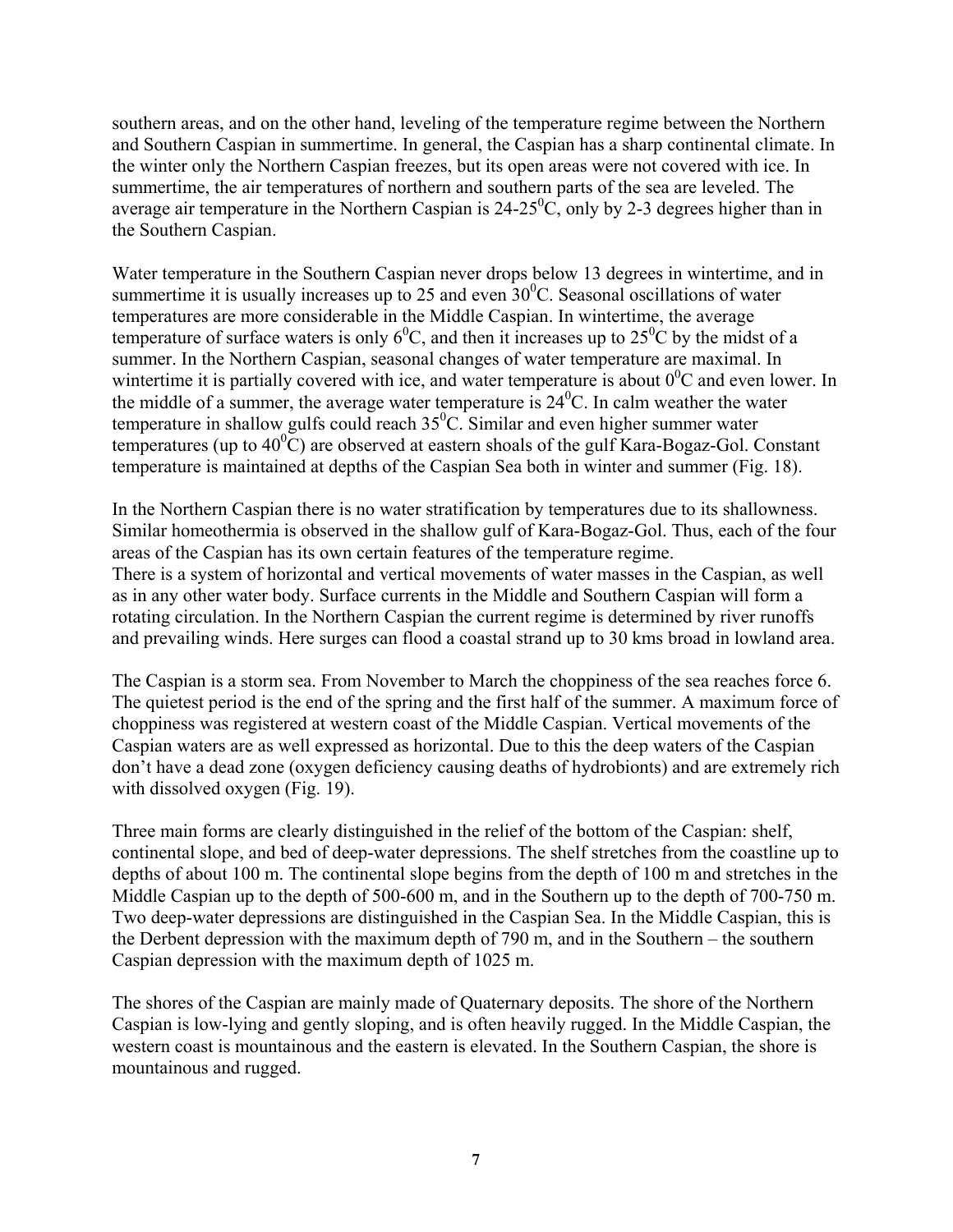southern areas, and on the other hand, leveling of the temperature regime between the Northern and Southern Caspian in summertime. In general, the Caspian has a sharp continental climate. In the winter only the Northern Caspian freezes, but its open areas were not covered with ice. In summertime, the air temperatures of northern and southern parts of the sea are leveled. The average air temperature in the Northern Caspian is 24-25$^0$C, only by 2-3 degrees higher than in the Southern Caspian.

Water temperature in the Southern Caspian never drops below 13 degrees in wintertime, and in summertime it is usually increases up to 25 and even 30$^0$C. Seasonal oscillations of water temperatures are more considerable in the Middle Caspian. In wintertime, the average temperature of surface waters is only 6$^0$C, and then it increases up to 25$^0$C by the midst of a summer. In the Northern Caspian, seasonal changes of water temperature are maximal. In wintertime it is partially covered with ice, and water temperature is about 0$^0$C and even lower. In the middle of a summer, the average water temperature is 24$^0$C. In calm weather the water temperature in shallow gulfs could reach 35$^0$C. Similar and even higher summer water temperatures (up to 40$^0$C) are observed at eastern shoals of the gulf Kara-Bogaz-Gol. Constant temperature is maintained at depths of the Caspian Sea both in winter and summer (Fig. 18).

In the Northern Caspian there is no water stratification by temperatures due to its shallowness. Similar homeothermia is observed in the shallow gulf of Kara-Bogaz-Gol. Thus, each of the four areas of the Caspian has its own certain features of the temperature regime.
There is a system of horizontal and vertical movements of water masses in the Caspian, as well as in any other water body. Surface currents in the Middle and Southern Caspian will form a rotating circulation. In the Northern Caspian the current regime is determined by river runoffs and prevailing winds. Here surges can flood a coastal strand up to 30 kms broad in lowland area.

The Caspian is a storm sea. From November to March the choppiness of the sea reaches force 6. The quietest period is the end of the spring and the first half of the summer. A maximum force of choppiness was registered at western coast of the Middle Caspian. Vertical movements of the Caspian waters are as well expressed as horizontal. Due to this the deep waters of the Caspian don't have a dead zone (oxygen deficiency causing deaths of hydrobionts) and are extremely rich with dissolved oxygen (Fig. 19).

Three main forms are clearly distinguished in the relief of the bottom of the Caspian: shelf, continental slope, and bed of deep-water depressions. The shelf stretches from the coastline up to depths of about 100 m. The continental slope begins from the depth of 100 m and stretches in the Middle Caspian up to the depth of 500-600 m, and in the Southern up to the depth of 700-750 m. Two deep-water depressions are distinguished in the Caspian Sea. In the Middle Caspian, this is the Derbent depression with the maximum depth of 790 m, and in the Southern – the southern Caspian depression with the maximum depth of 1025 m.

The shores of the Caspian are mainly made of Quaternary deposits. The shore of the Northern Caspian is low-lying and gently sloping, and is often heavily rugged. In the Middle Caspian, the western coast is mountainous and the eastern is elevated. In the Southern Caspian, the shore is mountainous and rugged.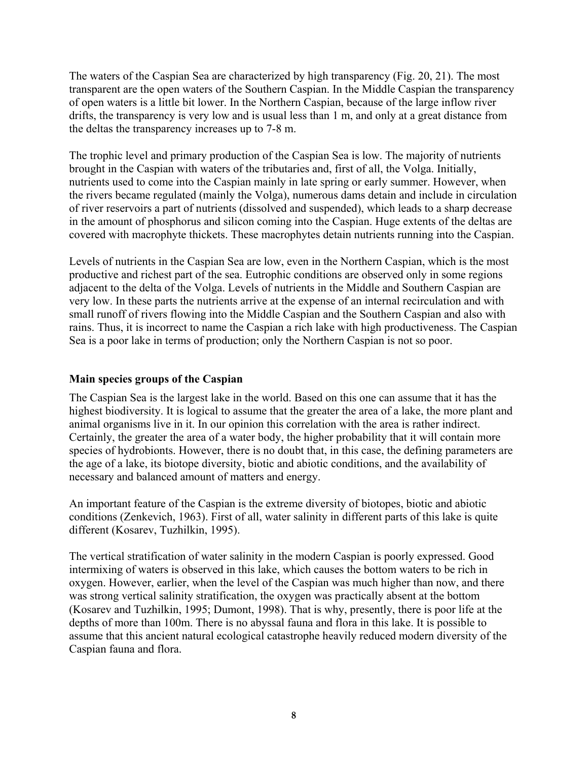The waters of the Caspian Sea are characterized by high transparency (Fig. 20, 21). The most transparent are the open waters of the Southern Caspian. In the Middle Caspian the transparency of open waters is a little bit lower. In the Northern Caspian, because of the large inflow river drifts, the transparency is very low and is usual less than 1 m, and only at a great distance from the deltas the transparency increases up to 7-8 m.

The trophic level and primary production of the Caspian Sea is low. The majority of nutrients brought in the Caspian with waters of the tributaries and, first of all, the Volga. Initially, nutrients used to come into the Caspian mainly in late spring or early summer. However, when the rivers became regulated (mainly the Volga), numerous dams detain and include in circulation of river reservoirs a part of nutrients (dissolved and suspended), which leads to a sharp decrease in the amount of phosphorus and silicon coming into the Caspian. Huge extents of the deltas are covered with macrophyte thickets. These macrophytes detain nutrients running into the Caspian.

Levels of nutrients in the Caspian Sea are low, even in the Northern Caspian, which is the most productive and richest part of the sea. Eutrophic conditions are observed only in some regions adjacent to the delta of the Volga. Levels of nutrients in the Middle and Southern Caspian are very low. In these parts the nutrients arrive at the expense of an internal recirculation and with small runoff of rivers flowing into the Middle Caspian and the Southern Caspian and also with rains. Thus, it is incorrect to name the Caspian a rich lake with high productiveness. The Caspian Sea is a poor lake in terms of production; only the Northern Caspian is not so poor.

**Main species groups of the Caspian**

The Caspian Sea is the largest lake in the world. Based on this one can assume that it has the highest biodiversity. It is logical to assume that the greater the area of a lake, the more plant and animal organisms live in it. In our opinion this correlation with the area is rather indirect. Certainly, the greater the area of a water body, the higher probability that it will contain more species of hydrobionts. However, there is no doubt that, in this case, the defining parameters are the age of a lake, its biotope diversity, biotic and abiotic conditions, and the availability of necessary and balanced amount of matters and energy.

An important feature of the Caspian is the extreme diversity of biotopes, biotic and abiotic conditions (Zenkevich, 1963). First of all, water salinity in different parts of this lake is quite different (Kosarev, Tuzhilkin, 1995).

The vertical stratification of water salinity in the modern Caspian is poorly expressed. Good intermixing of waters is observed in this lake, which causes the bottom waters to be rich in oxygen. However, earlier, when the level of the Caspian was much higher than now, and there was strong vertical salinity stratification, the oxygen was practically absent at the bottom (Kosarev and Tuzhilkin, 1995; Dumont, 1998). That is why, presently, there is poor life at the depths of more than 100m. There is no abyssal fauna and flora in this lake. It is possible to assume that this ancient natural ecological catastrophe heavily reduced modern diversity of the Caspian fauna and flora.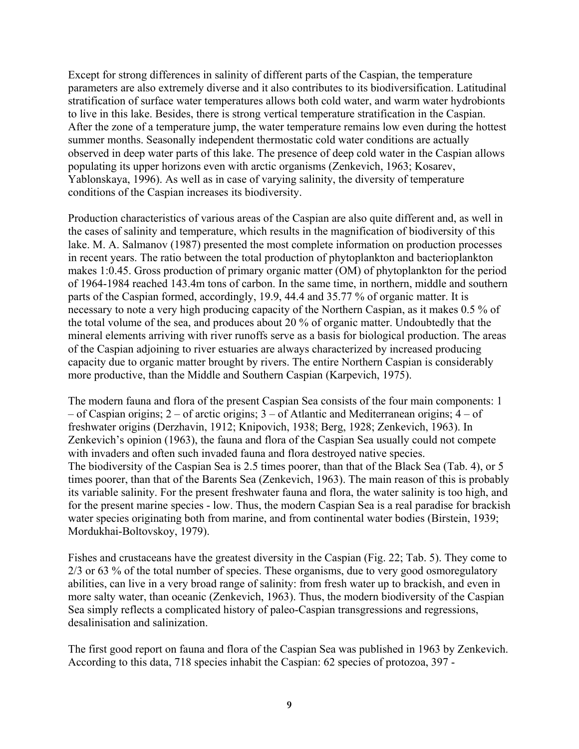Except for strong differences in salinity of different parts of the Caspian, the temperature parameters are also extremely diverse and it also contributes to its biodiversification. Latitudinal stratification of surface water temperatures allows both cold water, and warm water hydrobionts to live in this lake. Besides, there is strong vertical temperature stratification in the Caspian. After the zone of a temperature jump, the water temperature remains low even during the hottest summer months. Seasonally independent thermostatic cold water conditions are actually observed in deep water parts of this lake. The presence of deep cold water in the Caspian allows populating its upper horizons even with arctic organisms (Zenkevich, 1963; Kosarev, Yablonskaya, 1996). As well as in case of varying salinity, the diversity of temperature conditions of the Caspian increases its biodiversity.

Production characteristics of various areas of the Caspian are also quite different and, as well in the cases of salinity and temperature, which results in the magnification of biodiversity of this lake. M. A. Salmanov (1987) presented the most complete information on production processes in recent years. The ratio between the total production of phytoplankton and bacterioplankton makes 1:0.45. Gross production of primary organic matter (OM) of phytoplankton for the period of 1964-1984 reached 143.4m tons of carbon. In the same time, in northern, middle and southern parts of the Caspian formed, accordingly, 19.9, 44.4 and 35.77 % of organic matter. It is necessary to note a very high producing capacity of the Northern Caspian, as it makes 0.5 % of the total volume of the sea, and produces about 20 % of organic matter. Undoubtedly that the mineral elements arriving with river runoffs serve as a basis for biological production. The areas of the Caspian adjoining to river estuaries are always characterized by increased producing capacity due to organic matter brought by rivers. The entire Northern Caspian is considerably more productive, than the Middle and Southern Caspian (Karpevich, 1975).

The modern fauna and flora of the present Caspian Sea consists of the four main components: 1 – of Caspian origins; 2 – of arctic origins; 3 – of Atlantic and Mediterranean origins; 4 – of freshwater origins (Derzhavin, 1912; Knipovich, 1938; Berg, 1928; Zenkevich, 1963). In Zenkevich's opinion (1963), the fauna and flora of the Caspian Sea usually could not compete with invaders and often such invaded fauna and flora destroyed native species.
The biodiversity of the Caspian Sea is 2.5 times poorer, than that of the Black Sea (Tab. 4), or 5 times poorer, than that of the Barents Sea (Zenkevich, 1963). The main reason of this is probably its variable salinity. For the present freshwater fauna and flora, the water salinity is too high, and for the present marine species - low. Thus, the modern Caspian Sea is a real paradise for brackish water species originating both from marine, and from continental water bodies (Birstein, 1939; Mordukhai-Boltovskoy, 1979).

Fishes and crustaceans have the greatest diversity in the Caspian (Fig. 22; Tab. 5). They come to 2/3 or 63 % of the total number of species. These organisms, due to very good osmoregulatory abilities, can live in a very broad range of salinity: from fresh water up to brackish, and even in more salty water, than oceanic (Zenkevich, 1963). Thus, the modern biodiversity of the Caspian Sea simply reflects a complicated history of paleo-Caspian transgressions and regressions, desalinisation and salinization.

The first good report on fauna and flora of the Caspian Sea was published in 1963 by Zenkevich. According to this data, 718 species inhabit the Caspian: 62 species of protozoa, 397 -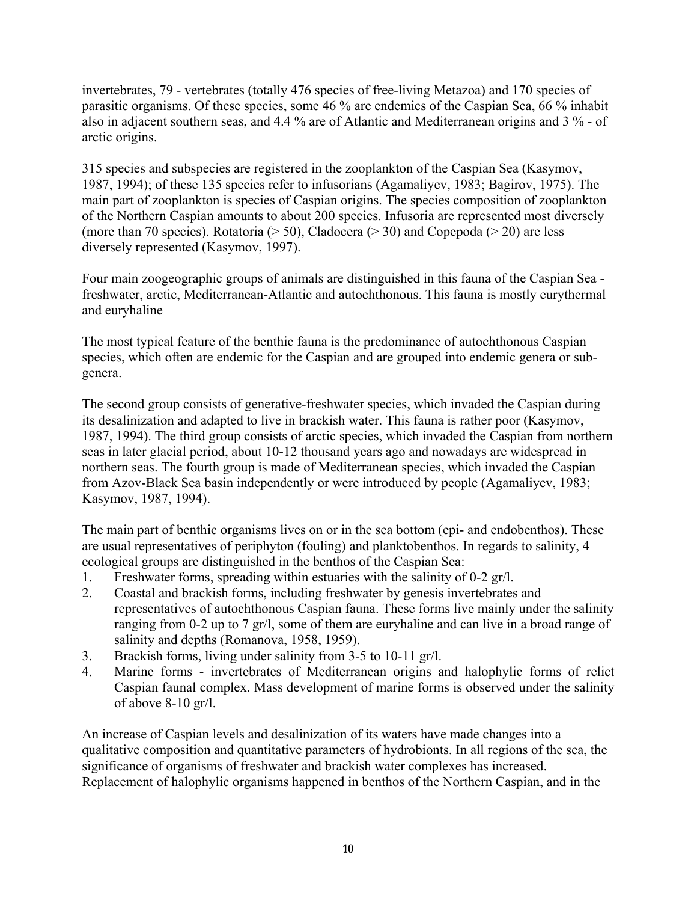invertebrates, 79 - vertebrates (totally 476 species of free-living Metazoa) and 170 species of parasitic organisms. Of these species, some 46 % are endemics of the Caspian Sea, 66 % inhabit also in adjacent southern seas, and 4.4 % are of Atlantic and Mediterranean origins and 3 % - of arctic origins.

315 species and subspecies are registered in the zooplankton of the Caspian Sea (Kasymov, 1987, 1994); of these 135 species refer to infusorians (Agamaliyev, 1983; Bagirov, 1975). The main part of zooplankton is species of Caspian origins. The species composition of zooplankton of the Northern Caspian amounts to about 200 species. Infusoria are represented most diversely (more than 70 species). Rotatoria (> 50), Cladocera (> 30) and Copepoda (> 20) are less diversely represented (Kasymov, 1997).

Four main zoogeographic groups of animals are distinguished in this fauna of the Caspian Sea - freshwater, arctic, Mediterranean-Atlantic and autochthonous. This fauna is mostly eurythermal and euryhaline

The most typical feature of the benthic fauna is the predominance of autochthonous Caspian species, which often are endemic for the Caspian and are grouped into endemic genera or sub-genera.

The second group consists of generative-freshwater species, which invaded the Caspian during its desalinization and adapted to live in brackish water. This fauna is rather poor (Kasymov, 1987, 1994). The third group consists of arctic species, which invaded the Caspian from northern seas in later glacial period, about 10-12 thousand years ago and nowadays are widespread in northern seas. The fourth group is made of Mediterranean species, which invaded the Caspian from Azov-Black Sea basin independently or were introduced by people (Agamaliyev, 1983; Kasymov, 1987, 1994).

The main part of benthic organisms lives on or in the sea bottom (epi- and endobenthos). These are usual representatives of periphyton (fouling) and planktobenthos. In regards to salinity, 4 ecological groups are distinguished in the benthos of the Caspian Sea:

1. Freshwater forms, spreading within estuaries with the salinity of 0-2 gr/l.
2. Coastal and brackish forms, including freshwater by genesis invertebrates and representatives of autochthonous Caspian fauna. These forms live mainly under the salinity ranging from 0-2 up to 7 gr/l, some of them are euryhaline and can live in a broad range of salinity and depths (Romanova, 1958, 1959).
3. Brackish forms, living under salinity from 3-5 to 10-11 gr/l.
4. Marine forms - invertebrates of Mediterranean origins and halophylic forms of relict Caspian faunal complex. Mass development of marine forms is observed under the salinity of above 8-10 gr/l.

An increase of Caspian levels and desalinization of its waters have made changes into a qualitative composition and quantitative parameters of hydrobionts. In all regions of the sea, the significance of organisms of freshwater and brackish water complexes has increased. Replacement of halophylic organisms happened in benthos of the Northern Caspian, and in the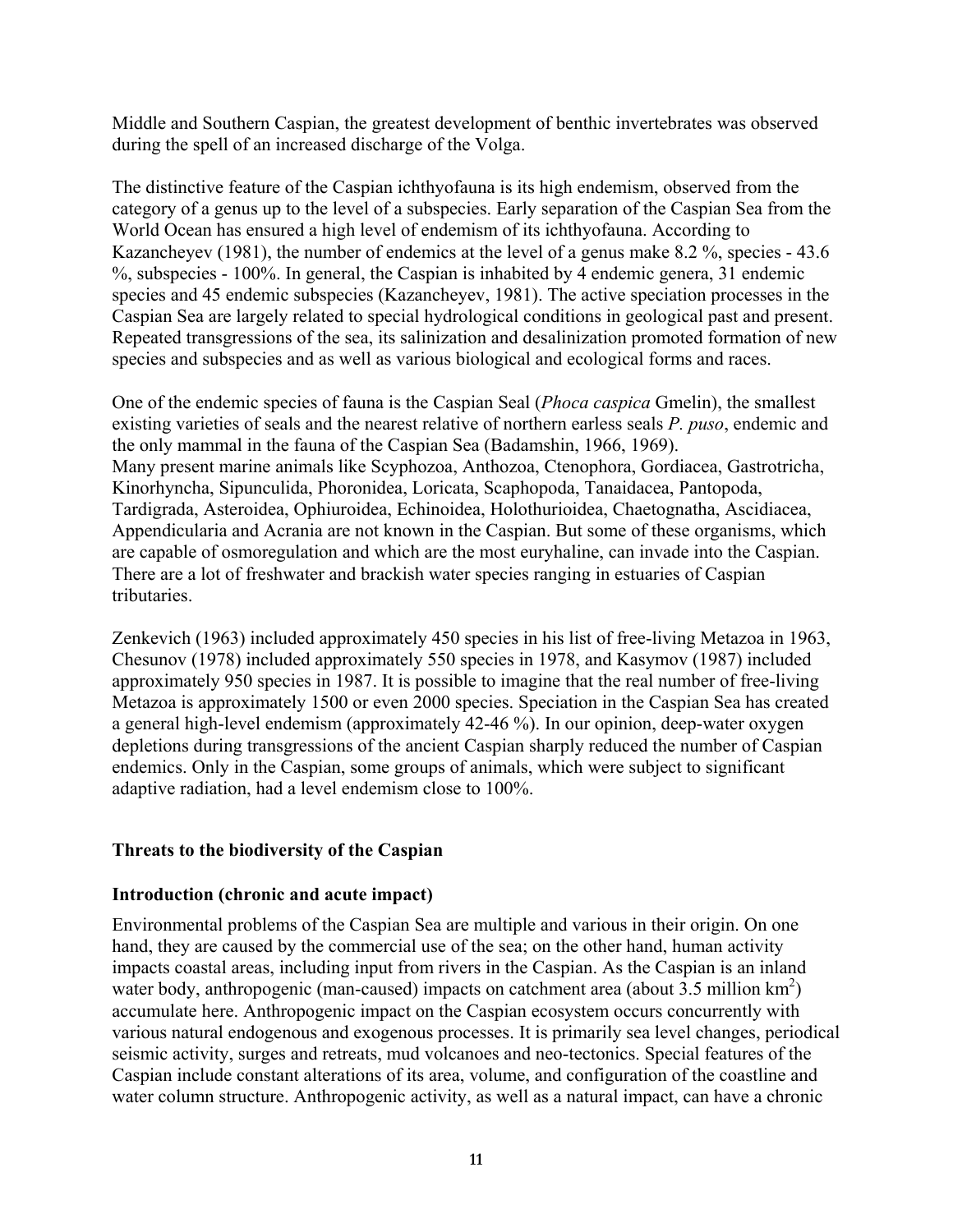Middle and Southern Caspian, the greatest development of benthic invertebrates was observed during the spell of an increased discharge of the Volga.

The distinctive feature of the Caspian ichthyofauna is its high endemism, observed from the category of a genus up to the level of a subspecies. Early separation of the Caspian Sea from the World Ocean has ensured a high level of endemism of its ichthyofauna. According to Kazancheyev (1981), the number of endemics at the level of a genus make 8.2 %, species - 43.6 %, subspecies - 100%. In general, the Caspian is inhabited by 4 endemic genera, 31 endemic species and 45 endemic subspecies (Kazancheyev, 1981). The active speciation processes in the Caspian Sea are largely related to special hydrological conditions in geological past and present. Repeated transgressions of the sea, its salinization and desalinization promoted formation of new species and subspecies and as well as various biological and ecological forms and races.

One of the endemic species of fauna is the Caspian Seal (*Phoca caspica* Gmelin), the smallest existing varieties of seals and the nearest relative of northern earless seals *P. puso*, endemic and the only mammal in the fauna of the Caspian Sea (Badamshin, 1966, 1969).
Many present marine animals like Scyphozoa, Anthozoa, Ctenophora, Gordiacea, Gastrotricha, Kinorhyncha, Sipunculida, Phoronidea, Loricata, Scaphopoda, Tanaidacea, Pantopoda, Tardigrada, Asteroidea, Ophiuroidea, Echinoidea, Holothurioidea, Chaetognatha, Ascidiacea, Appendicularia and Acrania are not known in the Caspian. But some of these organisms, which are capable of osmoregulation and which are the most euryhaline, can invade into the Caspian. There are a lot of freshwater and brackish water species ranging in estuaries of Caspian tributaries.

Zenkevich (1963) included approximately 450 species in his list of free-living Metazoa in 1963, Chesunov (1978) included approximately 550 species in 1978, and Kasymov (1987) included approximately 950 species in 1987. It is possible to imagine that the real number of free-living Metazoa is approximately 1500 or even 2000 species. Speciation in the Caspian Sea has created a general high-level endemism (approximately 42-46 %). In our opinion, deep-water oxygen depletions during transgressions of the ancient Caspian sharply reduced the number of Caspian endemics. Only in the Caspian, some groups of animals, which were subject to significant adaptive radiation, had a level endemism close to 100%.

## Threats to the biodiversity of the Caspian

### Introduction (chronic and acute impact)

Environmental problems of the Caspian Sea are multiple and various in their origin. On one hand, they are caused by the commercial use of the sea; on the other hand, human activity impacts coastal areas, including input from rivers in the Caspian. As the Caspian is an inland water body, anthropogenic (man-caused) impacts on catchment area (about 3.5 million $km^2$) accumulate here. Anthropogenic impact on the Caspian ecosystem occurs concurrently with various natural endogenous and exogenous processes. It is primarily sea level changes, periodical seismic activity, surges and retreats, mud volcanoes and neo-tectonics. Special features of the Caspian include constant alterations of its area, volume, and configuration of the coastline and water column structure. Anthropogenic activity, as well as a natural impact, can have a chronic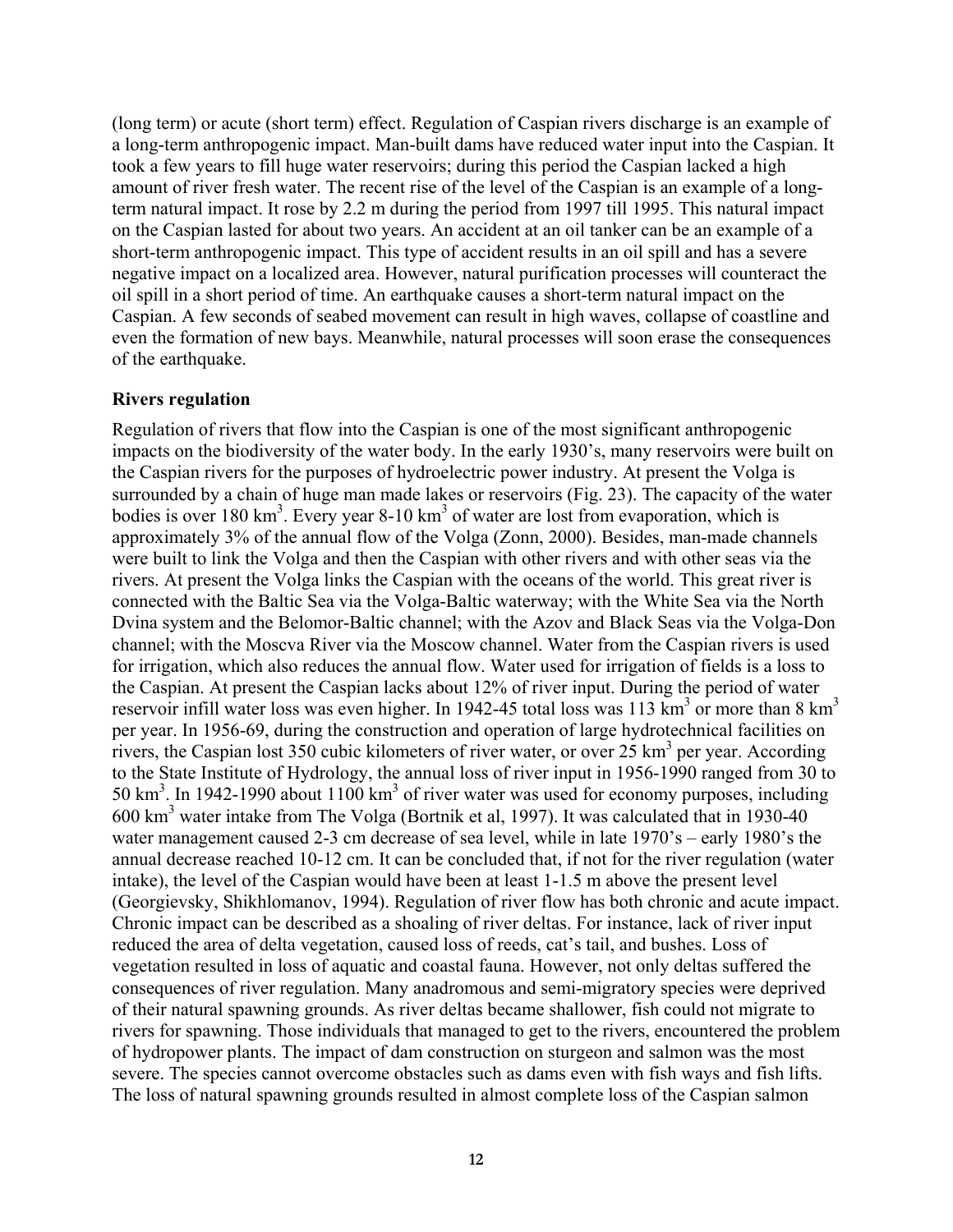(long term) or acute (short term) effect. Regulation of Caspian rivers discharge is an example of a long-term anthropogenic impact. Man-built dams have reduced water input into the Caspian. It took a few years to fill huge water reservoirs; during this period the Caspian lacked a high amount of river fresh water. The recent rise of the level of the Caspian is an example of a long-term natural impact. It rose by 2.2 m during the period from 1997 till 1995. This natural impact on the Caspian lasted for about two years. An accident at an oil tanker can be an example of a short-term anthropogenic impact. This type of accident results in an oil spill and has a severe negative impact on a localized area. However, natural purification processes will counteract the oil spill in a short period of time. An earthquake causes a short-term natural impact on the Caspian. A few seconds of seabed movement can result in high waves, collapse of coastline and even the formation of new bays. Meanwhile, natural processes will soon erase the consequences of the earthquake.

**Rivers regulation**

Regulation of rivers that flow into the Caspian is one of the most significant anthropogenic impacts on the biodiversity of the water body. In the early 1930's, many reservoirs were built on the Caspian rivers for the purposes of hydroelectric power industry. At present the Volga is surrounded by a chain of huge man made lakes or reservoirs (Fig. 23). The capacity of the water bodies is over 180 km$^3$. Every year 8-10 km$^3$ of water are lost from evaporation, which is approximately 3% of the annual flow of the Volga (Zonn, 2000). Besides, man-made channels were built to link the Volga and then the Caspian with other rivers and with other seas via the rivers. At present the Volga links the Caspian with the oceans of the world. This great river is connected with the Baltic Sea via the Volga-Baltic waterway; with the White Sea via the North Dvina system and the Belomor-Baltic channel; with the Azov and Black Seas via the Volga-Don channel; with the Moscva River via the Moscow channel. Water from the Caspian rivers is used for irrigation, which also reduces the annual flow. Water used for irrigation of fields is a loss to the Caspian. At present the Caspian lacks about 12% of river input. During the period of water reservoir infill water loss was even higher. In 1942-45 total loss was 113 km$^3$ or more than 8 km$^3$ per year. In 1956-69, during the construction and operation of large hydrotechnical facilities on rivers, the Caspian lost 350 cubic kilometers of river water, or over 25 km$^3$ per year. According to the State Institute of Hydrology, the annual loss of river input in 1956-1990 ranged from 30 to 50 km$^3$. In 1942-1990 about 1100 km$^3$ of river water was used for economy purposes, including 600 km$^3$ water intake from The Volga (Bortnik et al, 1997). It was calculated that in 1930-40 water management caused 2-3 cm decrease of sea level, while in late 1970's – early 1980's the annual decrease reached 10-12 cm. It can be concluded that, if not for the river regulation (water intake), the level of the Caspian would have been at least 1-1.5 m above the present level (Georgievsky, Shikhlomanov, 1994). Regulation of river flow has both chronic and acute impact. Chronic impact can be described as a shoaling of river deltas. For instance, lack of river input reduced the area of delta vegetation, caused loss of reeds, cat's tail, and bushes. Loss of vegetation resulted in loss of aquatic and coastal fauna. However, not only deltas suffered the consequences of river regulation. Many anadromous and semi-migratory species were deprived of their natural spawning grounds. As river deltas became shallower, fish could not migrate to rivers for spawning. Those individuals that managed to get to the rivers, encountered the problem of hydropower plants. The impact of dam construction on sturgeon and salmon was the most severe. The species cannot overcome obstacles such as dams even with fish ways and fish lifts. The loss of natural spawning grounds resulted in almost complete loss of the Caspian salmon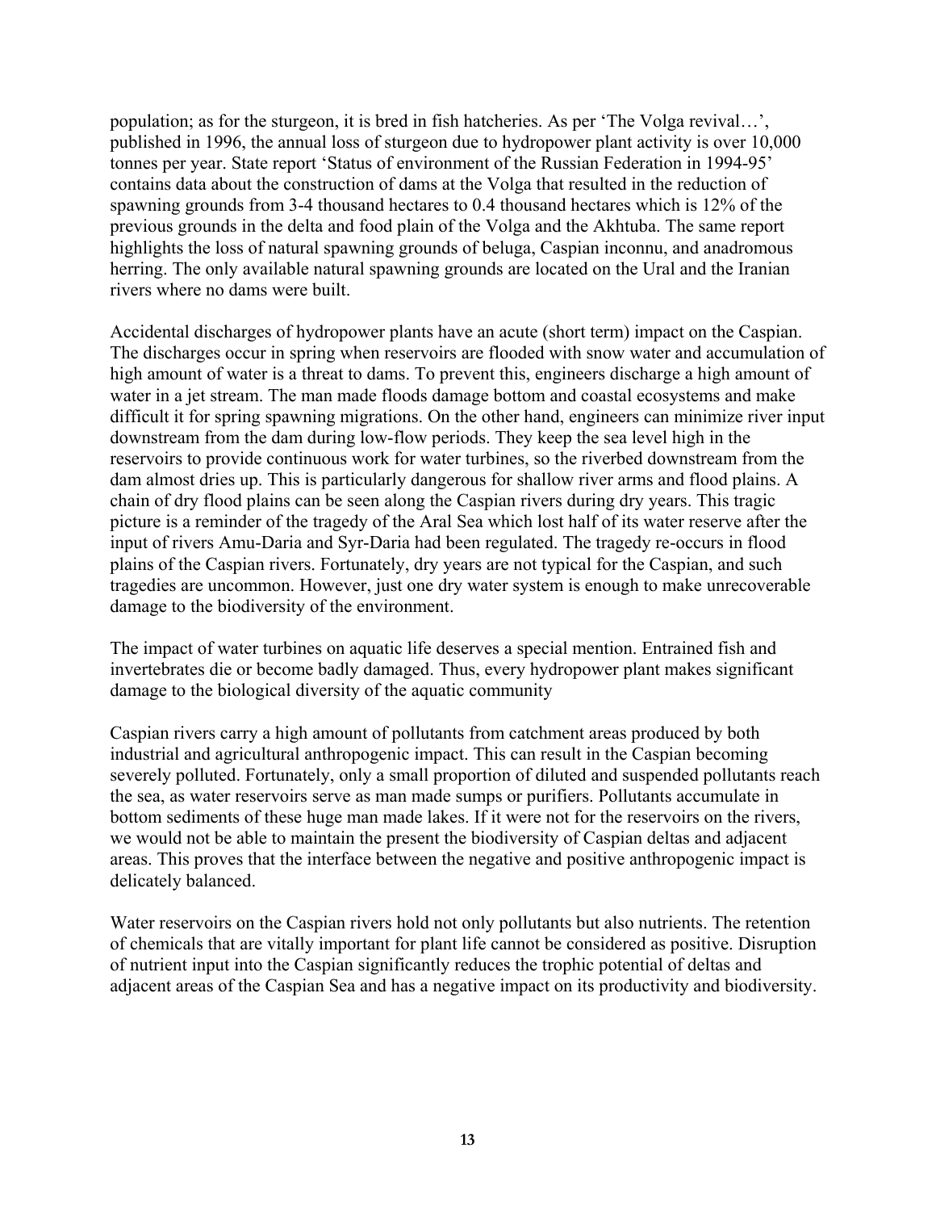population; as for the sturgeon, it is bred in fish hatcheries. As per 'The Volga revival…', published in 1996, the annual loss of sturgeon due to hydropower plant activity is over 10,000 tonnes per year. State report 'Status of environment of the Russian Federation in 1994-95' contains data about the construction of dams at the Volga that resulted in the reduction of spawning grounds from 3-4 thousand hectares to 0.4 thousand hectares which is 12% of the previous grounds in the delta and food plain of the Volga and the Akhtuba. The same report highlights the loss of natural spawning grounds of beluga, Caspian inconnu, and anadromous herring. The only available natural spawning grounds are located on the Ural and the Iranian rivers where no dams were built.

Accidental discharges of hydropower plants have an acute (short term) impact on the Caspian. The discharges occur in spring when reservoirs are flooded with snow water and accumulation of high amount of water is a threat to dams. To prevent this, engineers discharge a high amount of water in a jet stream. The man made floods damage bottom and coastal ecosystems and make difficult it for spring spawning migrations. On the other hand, engineers can minimize river input downstream from the dam during low-flow periods. They keep the sea level high in the reservoirs to provide continuous work for water turbines, so the riverbed downstream from the dam almost dries up. This is particularly dangerous for shallow river arms and flood plains. A chain of dry flood plains can be seen along the Caspian rivers during dry years. This tragic picture is a reminder of the tragedy of the Aral Sea which lost half of its water reserve after the input of rivers Amu-Daria and Syr-Daria had been regulated. The tragedy re-occurs in flood plains of the Caspian rivers. Fortunately, dry years are not typical for the Caspian, and such tragedies are uncommon. However, just one dry water system is enough to make unrecoverable damage to the biodiversity of the environment.

The impact of water turbines on aquatic life deserves a special mention. Entrained fish and invertebrates die or become badly damaged. Thus, every hydropower plant makes significant damage to the biological diversity of the aquatic community

Caspian rivers carry a high amount of pollutants from catchment areas produced by both industrial and agricultural anthropogenic impact. This can result in the Caspian becoming severely polluted. Fortunately, only a small proportion of diluted and suspended pollutants reach the sea, as water reservoirs serve as man made sumps or purifiers. Pollutants accumulate in bottom sediments of these huge man made lakes. If it were not for the reservoirs on the rivers, we would not be able to maintain the present the biodiversity of Caspian deltas and adjacent areas. This proves that the interface between the negative and positive anthropogenic impact is delicately balanced.

Water reservoirs on the Caspian rivers hold not only pollutants but also nutrients. The retention of chemicals that are vitally important for plant life cannot be considered as positive. Disruption of nutrient input into the Caspian significantly reduces the trophic potential of deltas and adjacent areas of the Caspian Sea and has a negative impact on its productivity and biodiversity.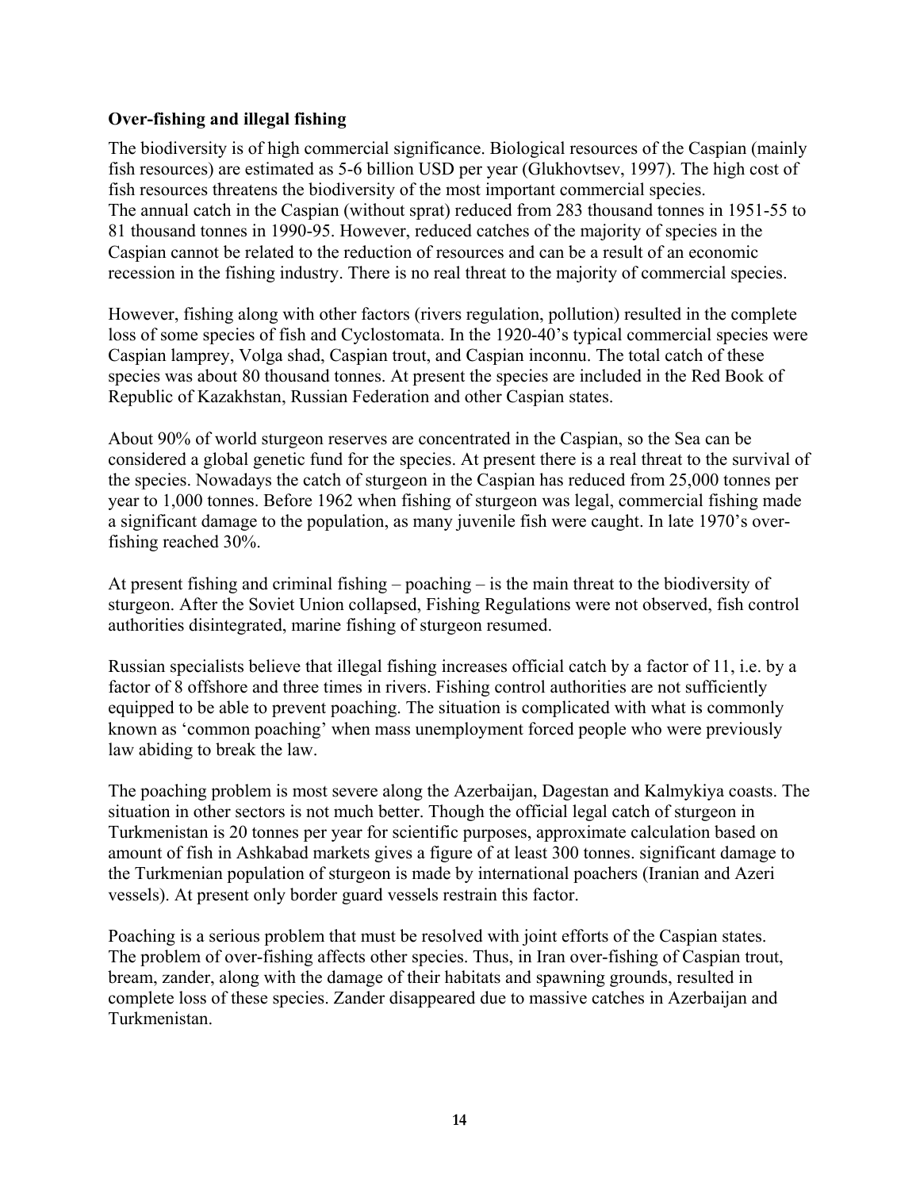**Over-fishing and illegal fishing**

The biodiversity is of high commercial significance. Biological resources of the Caspian (mainly fish resources) are estimated as 5-6 billion USD per year (Glukhovtsev, 1997). The high cost of fish resources threatens the biodiversity of the most important commercial species.
The annual catch in the Caspian (without sprat) reduced from 283 thousand tonnes in 1951-55 to 81 thousand tonnes in 1990-95. However, reduced catches of the majority of species in the Caspian cannot be related to the reduction of resources and can be a result of an economic recession in the fishing industry. There is no real threat to the majority of commercial species.

However, fishing along with other factors (rivers regulation, pollution) resulted in the complete loss of some species of fish and Cyclostomata. In the 1920-40's typical commercial species were Caspian lamprey, Volga shad, Caspian trout, and Caspian inconnu. The total catch of these species was about 80 thousand tonnes. At present the species are included in the Red Book of Republic of Kazakhstan, Russian Federation and other Caspian states.

About 90% of world sturgeon reserves are concentrated in the Caspian, so the Sea can be considered a global genetic fund for the species. At present there is a real threat to the survival of the species. Nowadays the catch of sturgeon in the Caspian has reduced from 25,000 tonnes per year to 1,000 tonnes. Before 1962 when fishing of sturgeon was legal, commercial fishing made a significant damage to the population, as many juvenile fish were caught. In late 1970's over-fishing reached 30%.

At present fishing and criminal fishing – poaching – is the main threat to the biodiversity of sturgeon. After the Soviet Union collapsed, Fishing Regulations were not observed, fish control authorities disintegrated, marine fishing of sturgeon resumed.

Russian specialists believe that illegal fishing increases official catch by a factor of 11, i.e. by a factor of 8 offshore and three times in rivers. Fishing control authorities are not sufficiently equipped to be able to prevent poaching. The situation is complicated with what is commonly known as 'common poaching' when mass unemployment forced people who were previously law abiding to break the law.

The poaching problem is most severe along the Azerbaijan, Dagestan and Kalmykiya coasts. The situation in other sectors is not much better. Though the official legal catch of sturgeon in Turkmenistan is 20 tonnes per year for scientific purposes, approximate calculation based on amount of fish in Ashkabad markets gives a figure of at least 300 tonnes. significant damage to the Turkmenian population of sturgeon is made by international poachers (Iranian and Azeri vessels). At present only border guard vessels restrain this factor.

Poaching is a serious problem that must be resolved with joint efforts of the Caspian states.
The problem of over-fishing affects other species. Thus, in Iran over-fishing of Caspian trout, bream, zander, along with the damage of their habitats and spawning grounds, resulted in complete loss of these species. Zander disappeared due to massive catches in Azerbaijan and Turkmenistan.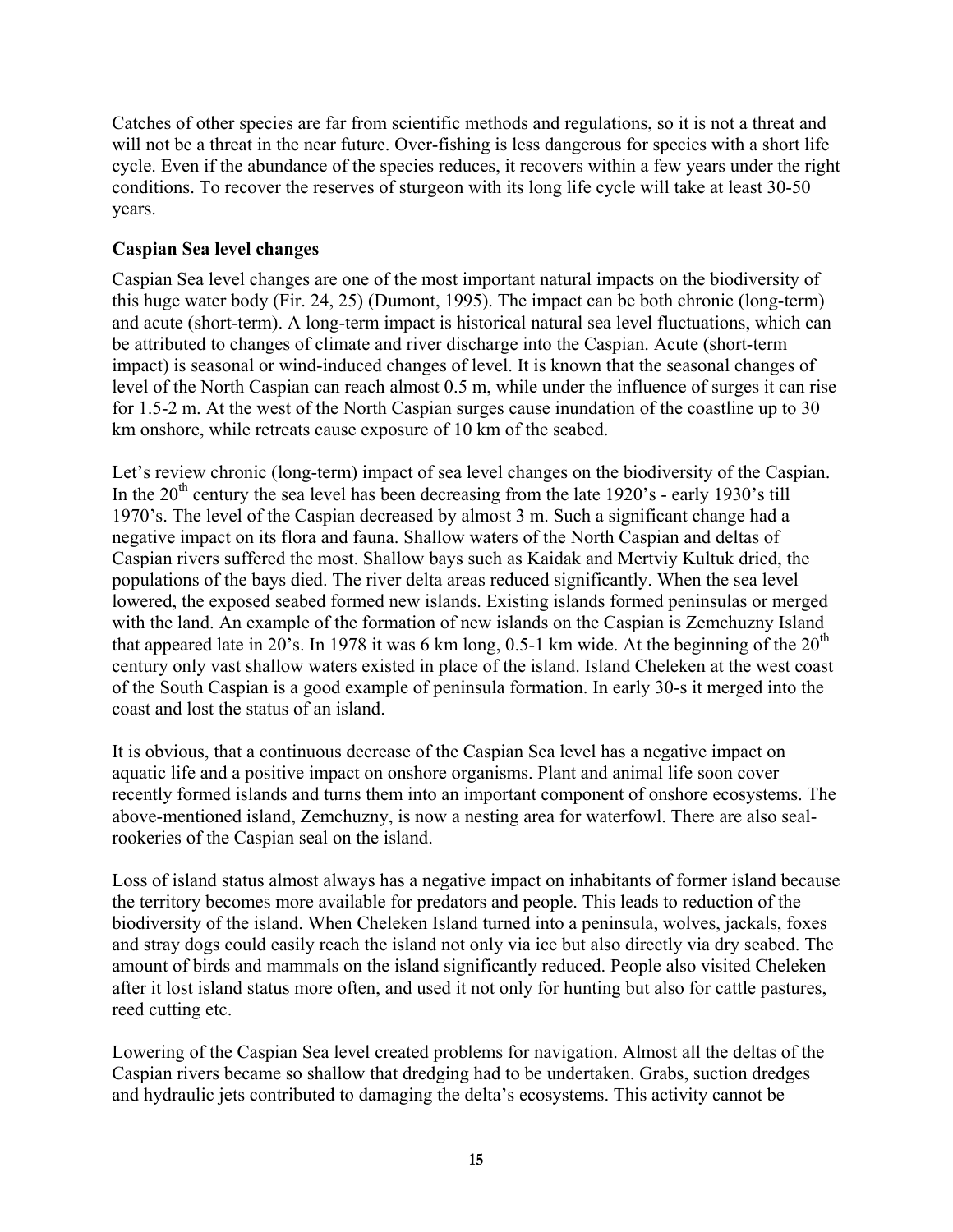Catches of other species are far from scientific methods and regulations, so it is not a threat and will not be a threat in the near future. Over-fishing is less dangerous for species with a short life cycle. Even if the abundance of the species reduces, it recovers within a few years under the right conditions. To recover the reserves of sturgeon with its long life cycle will take at least 30-50 years.

**Caspian Sea level changes**

Caspian Sea level changes are one of the most important natural impacts on the biodiversity of this huge water body (Fir. 24, 25) (Dumont, 1995). The impact can be both chronic (long-term) and acute (short-term). A long-term impact is historical natural sea level fluctuations, which can be attributed to changes of climate and river discharge into the Caspian. Acute (short-term impact) is seasonal or wind-induced changes of level. It is known that the seasonal changes of level of the North Caspian can reach almost 0.5 m, while under the influence of surges it can rise for 1.5-2 m. At the west of the North Caspian surges cause inundation of the coastline up to 30 km onshore, while retreats cause exposure of 10 km of the seabed.

Let's review chronic (long-term) impact of sea level changes on the biodiversity of the Caspian. In the 20th century the sea level has been decreasing from the late 1920's - early 1930's till 1970's. The level of the Caspian decreased by almost 3 m. Such a significant change had a negative impact on its flora and fauna. Shallow waters of the North Caspian and deltas of Caspian rivers suffered the most. Shallow bays such as Kaidak and Mertviy Kultuk dried, the populations of the bays died. The river delta areas reduced significantly. When the sea level lowered, the exposed seabed formed new islands. Existing islands formed peninsulas or merged with the land. An example of the formation of new islands on the Caspian is Zemchuzny Island that appeared late in 20's. In 1978 it was 6 km long, 0.5-1 km wide. At the beginning of the 20th century only vast shallow waters existed in place of the island. Island Cheleken at the west coast of the South Caspian is a good example of peninsula formation. In early 30-s it merged into the coast and lost the status of an island.

It is obvious, that a continuous decrease of the Caspian Sea level has a negative impact on aquatic life and a positive impact on onshore organisms. Plant and animal life soon cover recently formed islands and turns them into an important component of onshore ecosystems. The above-mentioned island, Zemchuzny, is now a nesting area for waterfowl. There are also seal-rookeries of the Caspian seal on the island.

Loss of island status almost always has a negative impact on inhabitants of former island because the territory becomes more available for predators and people. This leads to reduction of the biodiversity of the island. When Cheleken Island turned into a peninsula, wolves, jackals, foxes and stray dogs could easily reach the island not only via ice but also directly via dry seabed. The amount of birds and mammals on the island significantly reduced. People also visited Cheleken after it lost island status more often, and used it not only for hunting but also for cattle pastures, reed cutting etc.

Lowering of the Caspian Sea level created problems for navigation. Almost all the deltas of the Caspian rivers became so shallow that dredging had to be undertaken. Grabs, suction dredges and hydraulic jets contributed to damaging the delta's ecosystems. This activity cannot be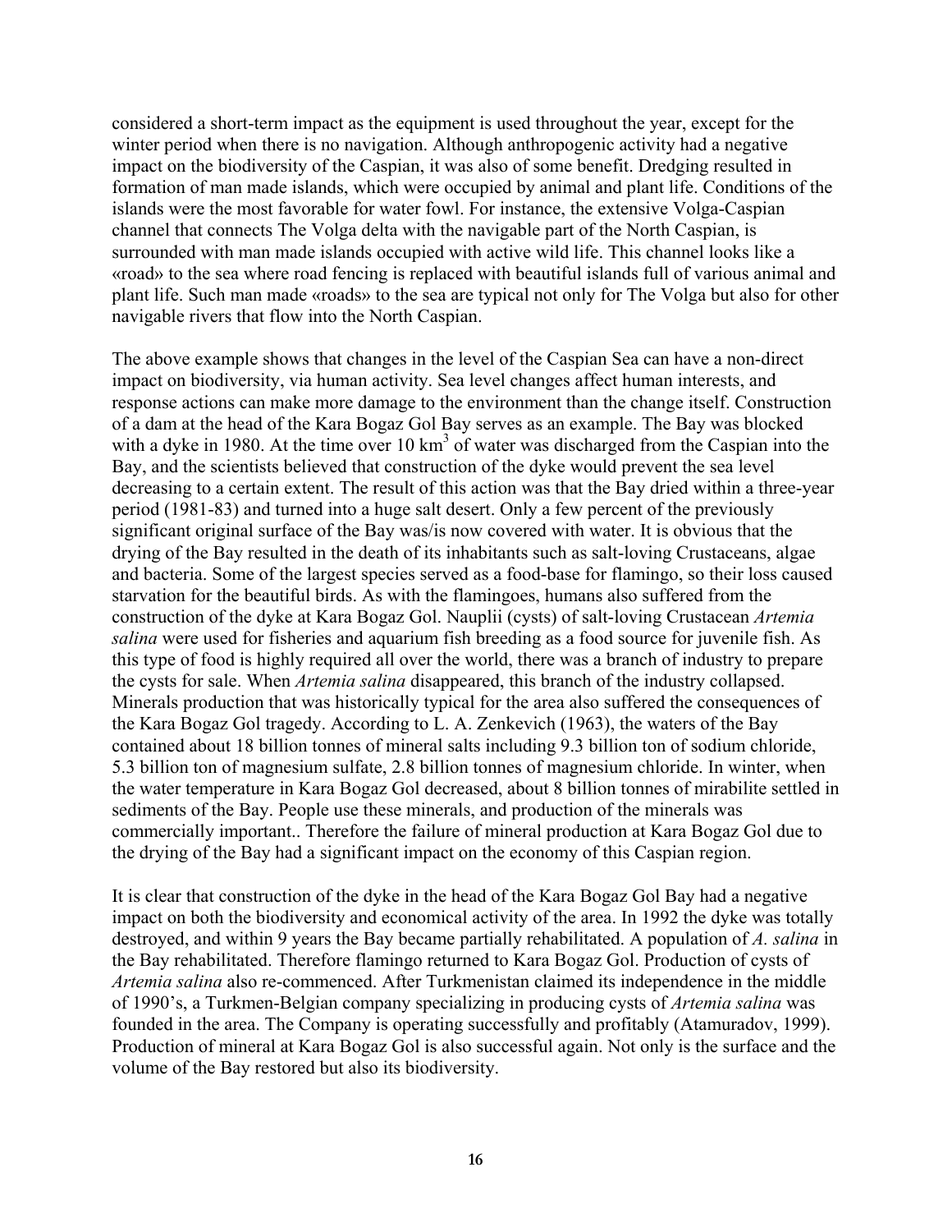considered a short-term impact as the equipment is used throughout the year, except for the winter period when there is no navigation. Although anthropogenic activity had a negative impact on the biodiversity of the Caspian, it was also of some benefit. Dredging resulted in formation of man made islands, which were occupied by animal and plant life. Conditions of the islands were the most favorable for water fowl. For instance, the extensive Volga-Caspian channel that connects The Volga delta with the navigable part of the North Caspian, is surrounded with man made islands occupied with active wild life. This channel looks like a «road» to the sea where road fencing is replaced with beautiful islands full of various animal and plant life. Such man made «roads» to the sea are typical not only for The Volga but also for other navigable rivers that flow into the North Caspian.

The above example shows that changes in the level of the Caspian Sea can have a non-direct impact on biodiversity, via human activity. Sea level changes affect human interests, and response actions can make more damage to the environment than the change itself. Construction of a dam at the head of the Kara Bogaz Gol Bay serves as an example. The Bay was blocked with a dyke in 1980. At the time over 10 km$^3$ of water was discharged from the Caspian into the Bay, and the scientists believed that construction of the dyke would prevent the sea level decreasing to a certain extent. The result of this action was that the Bay dried within a three-year period (1981-83) and turned into a huge salt desert. Only a few percent of the previously significant original surface of the Bay was/is now covered with water. It is obvious that the drying of the Bay resulted in the death of its inhabitants such as salt-loving Crustaceans, algae and bacteria. Some of the largest species served as a food-base for flamingo, so their loss caused starvation for the beautiful birds. As with the flamingoes, humans also suffered from the construction of the dyke at Kara Bogaz Gol. Nauplii (cysts) of salt-loving Crustacean *Artemia salina* were used for fisheries and aquarium fish breeding as a food source for juvenile fish. As this type of food is highly required all over the world, there was a branch of industry to prepare the cysts for sale. When *Artemia salina* disappeared, this branch of the industry collapsed. Minerals production that was historically typical for the area also suffered the consequences of the Kara Bogaz Gol tragedy. According to L. A. Zenkevich (1963), the waters of the Bay contained about 18 billion tonnes of mineral salts including 9.3 billion ton of sodium chloride, 5.3 billion ton of magnesium sulfate, 2.8 billion tonnes of magnesium chloride. In winter, when the water temperature in Kara Bogaz Gol decreased, about 8 billion tonnes of mirabilite settled in sediments of the Bay. People use these minerals, and production of the minerals was commercially important.. Therefore the failure of mineral production at Kara Bogaz Gol due to the drying of the Bay had a significant impact on the economy of this Caspian region.

It is clear that construction of the dyke in the head of the Kara Bogaz Gol Bay had a negative impact on both the biodiversity and economical activity of the area. In 1992 the dyke was totally destroyed, and within 9 years the Bay became partially rehabilitated. A population of *A. salina* in the Bay rehabilitated. Therefore flamingo returned to Kara Bogaz Gol. Production of cysts of *Artemia salina* also re-commenced. After Turkmenistan claimed its independence in the middle of 1990's, a Turkmen-Belgian company specializing in producing cysts of *Artemia salina* was founded in the area. The Company is operating successfully and profitably (Atamuradov, 1999). Production of mineral at Kara Bogaz Gol is also successful again. Not only is the surface and the volume of the Bay restored but also its biodiversity.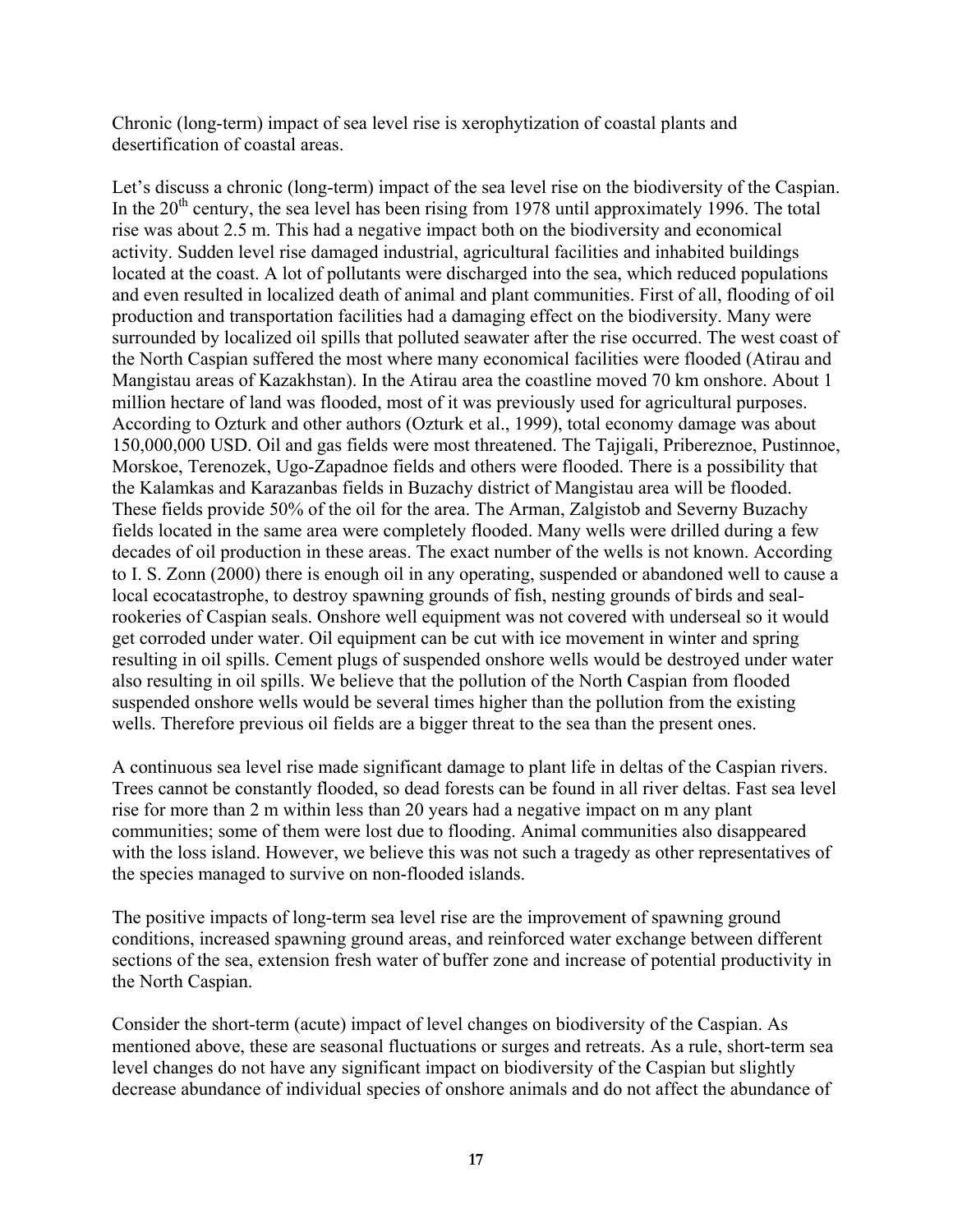Chronic (long-term) impact of sea level rise is xerophytization of coastal plants and desertification of coastal areas.

Let's discuss a chronic (long-term) impact of the sea level rise on the biodiversity of the Caspian. In the 20$^{th}$ century, the sea level has been rising from 1978 until approximately 1996. The total rise was about 2.5 m. This had a negative impact both on the biodiversity and economical activity. Sudden level rise damaged industrial, agricultural facilities and inhabited buildings located at the coast. A lot of pollutants were discharged into the sea, which reduced populations and even resulted in localized death of animal and plant communities. First of all, flooding of oil production and transportation facilities had a damaging effect on the biodiversity. Many were surrounded by localized oil spills that polluted seawater after the rise occurred. The west coast of the North Caspian suffered the most where many economical facilities were flooded (Atirau and Mangistau areas of Kazakhstan). In the Atirau area the coastline moved 70 km onshore. About 1 million hectare of land was flooded, most of it was previously used for agricultural purposes. According to Ozturk and other authors (Ozturk et al., 1999), total economy damage was about 150,000,000 USD. Oil and gas fields were most threatened. The Tajigali, Pribereznoe, Pustinnoe, Morskoe, Terenozek, Ugo-Zapadnoe fields and others were flooded. There is a possibility that the Kalamkas and Karazanbas fields in Buzachy district of Mangistau area will be flooded. These fields provide 50% of the oil for the area. The Arman, Zalgistob and Severny Buzachy fields located in the same area were completely flooded. Many wells were drilled during a few decades of oil production in these areas. The exact number of the wells is not known. According to I. S. Zonn (2000) there is enough oil in any operating, suspended or abandoned well to cause a local ecocatastrophe, to destroy spawning grounds of fish, nesting grounds of birds and seal-rookeries of Caspian seals. Onshore well equipment was not covered with underseal so it would get corroded under water. Oil equipment can be cut with ice movement in winter and spring resulting in oil spills. Cement plugs of suspended onshore wells would be destroyed under water also resulting in oil spills. We believe that the pollution of the North Caspian from flooded suspended onshore wells would be several times higher than the pollution from the existing wells. Therefore previous oil fields are a bigger threat to the sea than the present ones.

A continuous sea level rise made significant damage to plant life in deltas of the Caspian rivers. Trees cannot be constantly flooded, so dead forests can be found in all river deltas. Fast sea level rise for more than 2 m within less than 20 years had a negative impact on m any plant communities; some of them were lost due to flooding. Animal communities also disappeared with the loss island. However, we believe this was not such a tragedy as other representatives of the species managed to survive on non-flooded islands.

The positive impacts of long-term sea level rise are the improvement of spawning ground conditions, increased spawning ground areas, and reinforced water exchange between different sections of the sea, extension fresh water of buffer zone and increase of potential productivity in the North Caspian.

Consider the short-term (acute) impact of level changes on biodiversity of the Caspian. As mentioned above, these are seasonal fluctuations or surges and retreats. As a rule, short-term sea level changes do not have any significant impact on biodiversity of the Caspian but slightly decrease abundance of individual species of onshore animals and do not affect the abundance of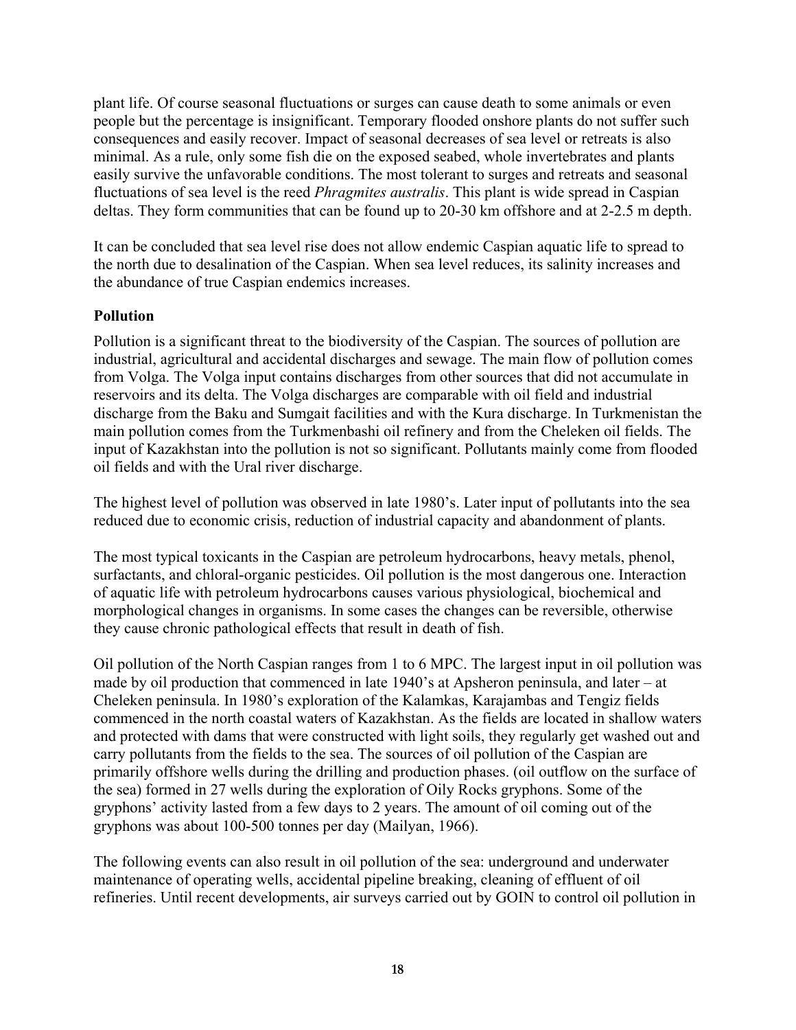plant life. Of course seasonal fluctuations or surges can cause death to some animals or even people but the percentage is insignificant. Temporary flooded onshore plants do not suffer such consequences and easily recover. Impact of seasonal decreases of sea level or retreats is also minimal. As a rule, only some fish die on the exposed seabed, whole invertebrates and plants easily survive the unfavorable conditions. The most tolerant to surges and retreats and seasonal fluctuations of sea level is the reed *Phragmites australis*. This plant is wide spread in Caspian deltas. They form communities that can be found up to 20-30 km offshore and at 2-2.5 m depth.

It can be concluded that sea level rise does not allow endemic Caspian aquatic life to spread to the north due to desalination of the Caspian. When sea level reduces, its salinity increases and the abundance of true Caspian endemics increases.

**Pollution**

Pollution is a significant threat to the biodiversity of the Caspian. The sources of pollution are industrial, agricultural and accidental discharges and sewage. The main flow of pollution comes from Volga. The Volga input contains discharges from other sources that did not accumulate in reservoirs and its delta. The Volga discharges are comparable with oil field and industrial discharge from the Baku and Sumgait facilities and with the Kura discharge. In Turkmenistan the main pollution comes from the Turkmenbashi oil refinery and from the Cheleken oil fields. The input of Kazakhstan into the pollution is not so significant. Pollutants mainly come from flooded oil fields and with the Ural river discharge.

The highest level of pollution was observed in late 1980's. Later input of pollutants into the sea reduced due to economic crisis, reduction of industrial capacity and abandonment of plants.

The most typical toxicants in the Caspian are petroleum hydrocarbons, heavy metals, phenol, surfactants, and chloral-organic pesticides. Oil pollution is the most dangerous one. Interaction of aquatic life with petroleum hydrocarbons causes various physiological, biochemical and morphological changes in organisms. In some cases the changes can be reversible, otherwise they cause chronic pathological effects that result in death of fish.

Oil pollution of the North Caspian ranges from 1 to 6 MPC. The largest input in oil pollution was made by oil production that commenced in late 1940's at Apsheron peninsula, and later – at Cheleken peninsula. In 1980's exploration of the Kalamkas, Karajambas and Tengiz fields commenced in the north coastal waters of Kazakhstan. As the fields are located in shallow waters and protected with dams that were constructed with light soils, they regularly get washed out and carry pollutants from the fields to the sea. The sources of oil pollution of the Caspian are primarily offshore wells during the drilling and production phases. (oil outflow on the surface of the sea) formed in 27 wells during the exploration of Oily Rocks gryphons. Some of the gryphons' activity lasted from a few days to 2 years. The amount of oil coming out of the gryphons was about 100-500 tonnes per day (Mailyan, 1966).

The following events can also result in oil pollution of the sea: underground and underwater maintenance of operating wells, accidental pipeline breaking, cleaning of effluent of oil refineries. Until recent developments, air surveys carried out by GOIN to control oil pollution in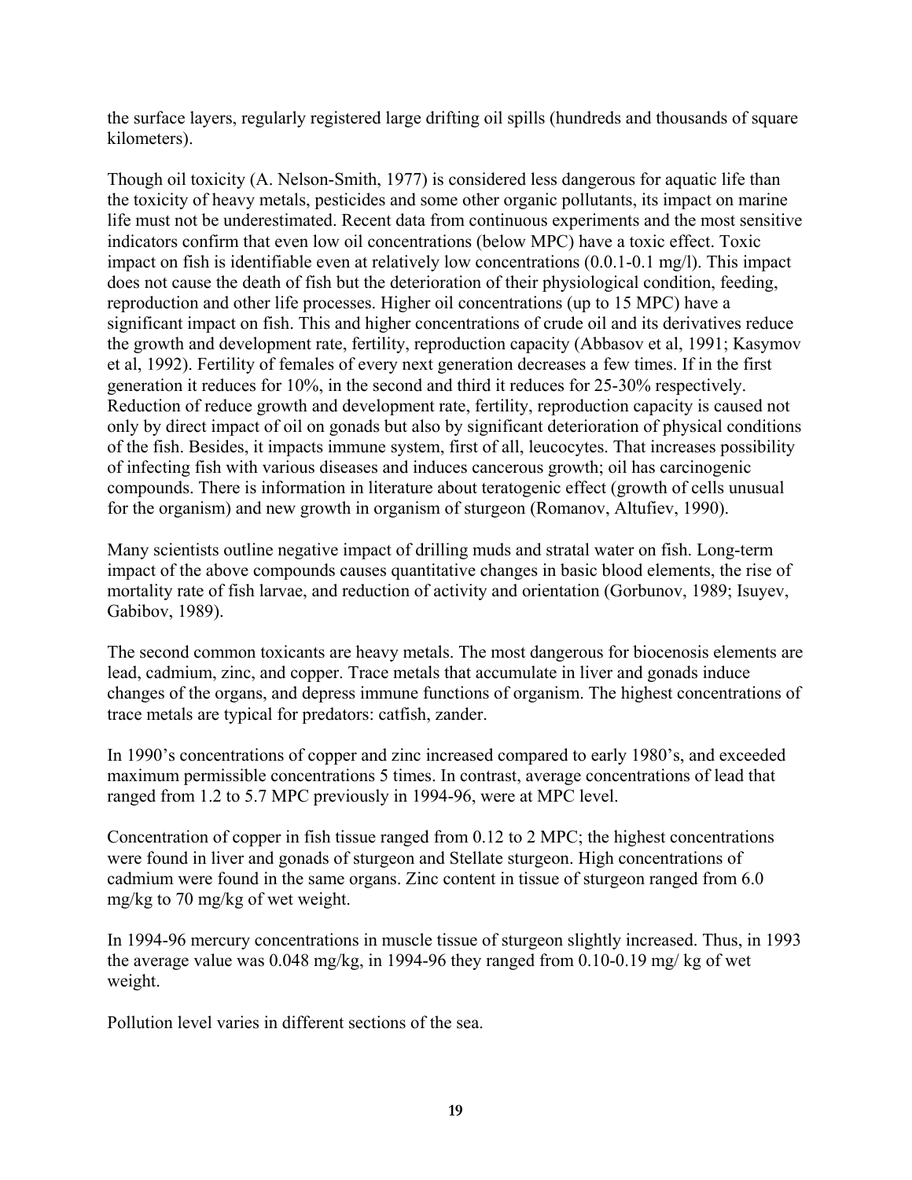the surface layers, regularly registered large drifting oil spills (hundreds and thousands of square kilometers).

Though oil toxicity (A. Nelson-Smith, 1977) is considered less dangerous for aquatic life than the toxicity of heavy metals, pesticides and some other organic pollutants, its impact on marine life must not be underestimated. Recent data from continuous experiments and the most sensitive indicators confirm that even low oil concentrations (below MPC) have a toxic effect. Toxic impact on fish is identifiable even at relatively low concentrations (0.0.1-0.1 mg/l). This impact does not cause the death of fish but the deterioration of their physiological condition, feeding, reproduction and other life processes. Higher oil concentrations (up to 15 MPC) have a significant impact on fish. This and higher concentrations of crude oil and its derivatives reduce the growth and development rate, fertility, reproduction capacity (Abbasov et al, 1991; Kasymov et al, 1992). Fertility of females of every next generation decreases a few times. If in the first generation it reduces for 10%, in the second and third it reduces for 25-30% respectively. Reduction of reduce growth and development rate, fertility, reproduction capacity is caused not only by direct impact of oil on gonads but also by significant deterioration of physical conditions of the fish. Besides, it impacts immune system, first of all, leucocytes. That increases possibility of infecting fish with various diseases and induces cancerous growth; oil has carcinogenic compounds. There is information in literature about teratogenic effect (growth of cells unusual for the organism) and new growth in organism of sturgeon (Romanov, Altufiev, 1990).

Many scientists outline negative impact of drilling muds and stratal water on fish. Long-term impact of the above compounds causes quantitative changes in basic blood elements, the rise of mortality rate of fish larvae, and reduction of activity and orientation (Gorbunov, 1989; Isuyev, Gabibov, 1989).

The second common toxicants are heavy metals. The most dangerous for biocenosis elements are lead, cadmium, zinc, and copper. Trace metals that accumulate in liver and gonads induce changes of the organs, and depress immune functions of organism. The highest concentrations of trace metals are typical for predators: catfish, zander.

In 1990's concentrations of copper and zinc increased compared to early 1980's, and exceeded maximum permissible concentrations 5 times. In contrast, average concentrations of lead that ranged from 1.2 to 5.7 MPC previously in 1994-96, were at MPC level.

Concentration of copper in fish tissue ranged from 0.12 to 2 MPC; the highest concentrations were found in liver and gonads of sturgeon and Stellate sturgeon. High concentrations of cadmium were found in the same organs. Zinc content in tissue of sturgeon ranged from 6.0 mg/kg to 70 mg/kg of wet weight.

In 1994-96 mercury concentrations in muscle tissue of sturgeon slightly increased. Thus, in 1993 the average value was 0.048 mg/kg, in 1994-96 they ranged from 0.10-0.19 mg/ kg of wet weight.

Pollution level varies in different sections of the sea.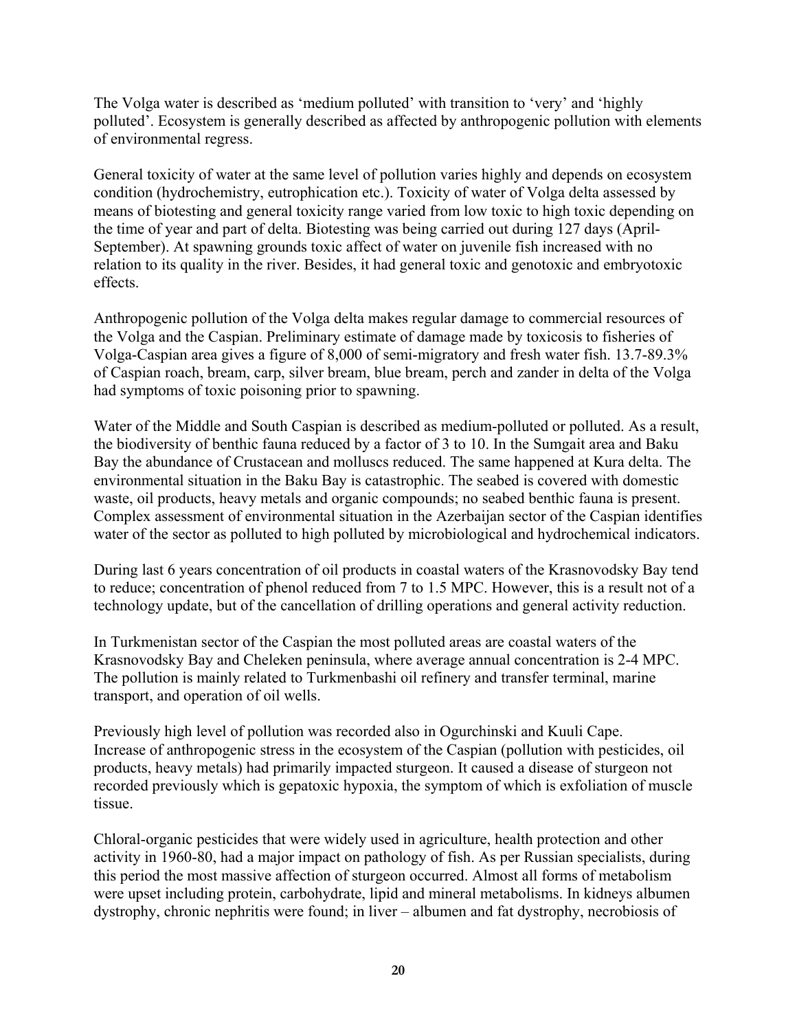The Volga water is described as ‘medium polluted’ with transition to ‘very’ and ‘highly polluted’. Ecosystem is generally described as affected by anthropogenic pollution with elements of environmental regress.

General toxicity of water at the same level of pollution varies highly and depends on ecosystem condition (hydrochemistry, eutrophication etc.). Toxicity of water of Volga delta assessed by means of biotesting and general toxicity range varied from low toxic to high toxic depending on the time of year and part of delta. Biotesting was being carried out during 127 days (April-September). At spawning grounds toxic affect of water on juvenile fish increased with no relation to its quality in the river. Besides, it had general toxic and genotoxic and embryotoxic effects.

Anthropogenic pollution of the Volga delta makes regular damage to commercial resources of the Volga and the Caspian. Preliminary estimate of damage made by toxicosis to fisheries of Volga-Caspian area gives a figure of 8,000 of semi-migratory and fresh water fish. 13.7-89.3% of Caspian roach, bream, carp, silver bream, blue bream, perch and zander in delta of the Volga had symptoms of toxic poisoning prior to spawning.

Water of the Middle and South Caspian is described as medium-polluted or polluted. As a result, the biodiversity of benthic fauna reduced by a factor of 3 to 10. In the Sumgait area and Baku Bay the abundance of Crustacean and molluscs reduced. The same happened at Kura delta. The environmental situation in the Baku Bay is catastrophic. The seabed is covered with domestic waste, oil products, heavy metals and organic compounds; no seabed benthic fauna is present. Complex assessment of environmental situation in the Azerbaijan sector of the Caspian identifies water of the sector as polluted to high polluted by microbiological and hydrochemical indicators.

During last 6 years concentration of oil products in coastal waters of the Krasnovodsky Bay tend to reduce; concentration of phenol reduced from 7 to 1.5 MPC. However, this is a result not of a technology update, but of the cancellation of drilling operations and general activity reduction.

In Turkmenistan sector of the Caspian the most polluted areas are coastal waters of the Krasnovodsky Bay and Cheleken peninsula, where average annual concentration is 2-4 MPC. The pollution is mainly related to Turkmenbashi oil refinery and transfer terminal, marine transport, and operation of oil wells.

Previously high level of pollution was recorded also in Ogurchinski and Kuuli Cape. Increase of anthropogenic stress in the ecosystem of the Caspian (pollution with pesticides, oil products, heavy metals) had primarily impacted sturgeon. It caused a disease of sturgeon not recorded previously which is gepatoxic hypoxia, the symptom of which is exfoliation of muscle tissue.

Chloral-organic pesticides that were widely used in agriculture, health protection and other activity in 1960-80, had a major impact on pathology of fish. As per Russian specialists, during this period the most massive affection of sturgeon occurred. Almost all forms of metabolism were upset including protein, carbohydrate, lipid and mineral metabolisms. In kidneys albumen dystrophy, chronic nephritis were found; in liver – albumen and fat dystrophy, necrobiosis of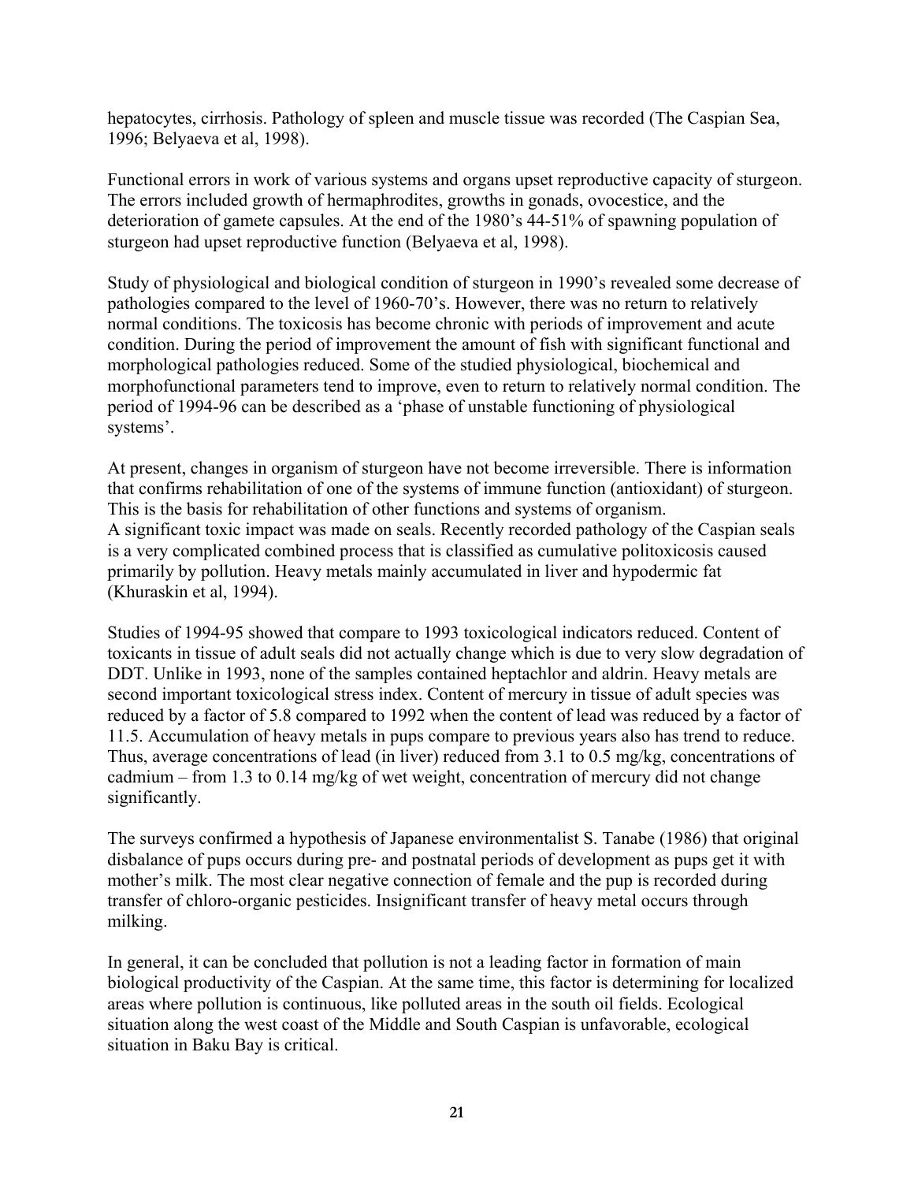hepatocytes, cirrhosis. Pathology of spleen and muscle tissue was recorded (The Caspian Sea, 1996; Belyaeva et al, 1998).

Functional errors in work of various systems and organs upset reproductive capacity of sturgeon. The errors included growth of hermaphrodites, growths in gonads, ovocestice, and the deterioration of gamete capsules. At the end of the 1980's 44-51% of spawning population of sturgeon had upset reproductive function (Belyaeva et al, 1998).

Study of physiological and biological condition of sturgeon in 1990's revealed some decrease of pathologies compared to the level of 1960-70's. However, there was no return to relatively normal conditions. The toxicosis has become chronic with periods of improvement and acute condition. During the period of improvement the amount of fish with significant functional and morphological pathologies reduced. Some of the studied physiological, biochemical and morphofunctional parameters tend to improve, even to return to relatively normal condition. The period of 1994-96 can be described as a 'phase of unstable functioning of physiological systems'.

At present, changes in organism of sturgeon have not become irreversible. There is information that confirms rehabilitation of one of the systems of immune function (antioxidant) of sturgeon. This is the basis for rehabilitation of other functions and systems of organism.
A significant toxic impact was made on seals. Recently recorded pathology of the Caspian seals is a very complicated combined process that is classified as cumulative politoxicosis caused primarily by pollution. Heavy metals mainly accumulated in liver and hypodermic fat (Khuraskin et al, 1994).

Studies of 1994-95 showed that compare to 1993 toxicological indicators reduced. Content of toxicants in tissue of adult seals did not actually change which is due to very slow degradation of DDT. Unlike in 1993, none of the samples contained heptachlor and aldrin. Heavy metals are second important toxicological stress index. Content of mercury in tissue of adult species was reduced by a factor of 5.8 compared to 1992 when the content of lead was reduced by a factor of 11.5. Accumulation of heavy metals in pups compare to previous years also has trend to reduce. Thus, average concentrations of lead (in liver) reduced from 3.1 to 0.5 mg/kg, concentrations of cadmium – from 1.3 to 0.14 mg/kg of wet weight, concentration of mercury did not change significantly.

The surveys confirmed a hypothesis of Japanese environmentalist S. Tanabe (1986) that original disbalance of pups occurs during pre- and postnatal periods of development as pups get it with mother's milk. The most clear negative connection of female and the pup is recorded during transfer of chloro-organic pesticides. Insignificant transfer of heavy metal occurs through milking.

In general, it can be concluded that pollution is not a leading factor in formation of main biological productivity of the Caspian. At the same time, this factor is determining for localized areas where pollution is continuous, like polluted areas in the south oil fields. Ecological situation along the west coast of the Middle and South Caspian is unfavorable, ecological situation in Baku Bay is critical.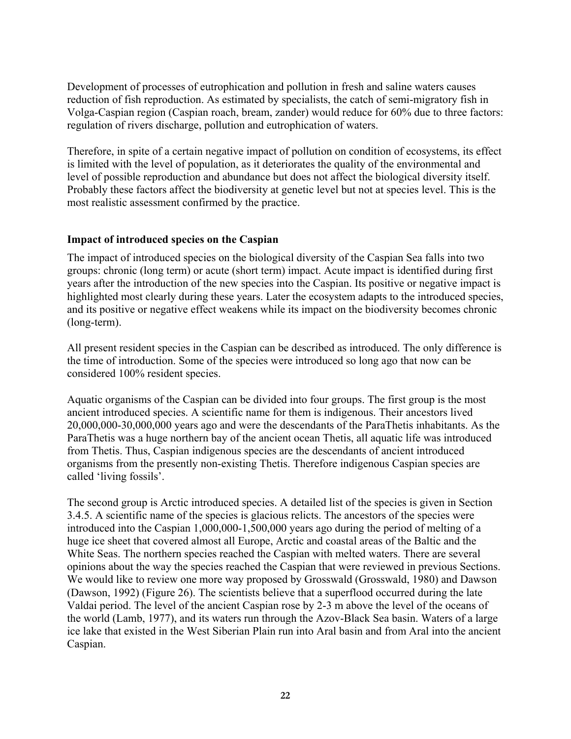Development of processes of eutrophication and pollution in fresh and saline waters causes reduction of fish reproduction. As estimated by specialists, the catch of semi-migratory fish in Volga-Caspian region (Caspian roach, bream, zander) would reduce for 60% due to three factors: regulation of rivers discharge, pollution and eutrophication of waters.

Therefore, in spite of a certain negative impact of pollution on condition of ecosystems, its effect is limited with the level of population, as it deteriorates the quality of the environmental and level of possible reproduction and abundance but does not affect the biological diversity itself. Probably these factors affect the biodiversity at genetic level but not at species level. This is the most realistic assessment confirmed by the practice.

**Impact of introduced species on the Caspian**

The impact of introduced species on the biological diversity of the Caspian Sea falls into two groups: chronic (long term) or acute (short term) impact. Acute impact is identified during first years after the introduction of the new species into the Caspian. Its positive or negative impact is highlighted most clearly during these years. Later the ecosystem adapts to the introduced species, and its positive or negative effect weakens while its impact on the biodiversity becomes chronic (long-term).

All present resident species in the Caspian can be described as introduced. The only difference is the time of introduction. Some of the species were introduced so long ago that now can be considered 100% resident species.

Aquatic organisms of the Caspian can be divided into four groups. The first group is the most ancient introduced species. A scientific name for them is indigenous. Their ancestors lived 20,000,000-30,000,000 years ago and were the descendants of the ParaThetis inhabitants. As the ParaThetis was a huge northern bay of the ancient ocean Thetis, all aquatic life was introduced from Thetis. Thus, Caspian indigenous species are the descendants of ancient introduced organisms from the presently non-existing Thetis. Therefore indigenous Caspian species are called 'living fossils'.

The second group is Arctic introduced species. A detailed list of the species is given in Section 3.4.5. A scientific name of the species is glacious relicts. The ancestors of the species were introduced into the Caspian 1,000,000-1,500,000 years ago during the period of melting of a huge ice sheet that covered almost all Europe, Arctic and coastal areas of the Baltic and the White Seas. The northern species reached the Caspian with melted waters. There are several opinions about the way the species reached the Caspian that were reviewed in previous Sections. We would like to review one more way proposed by Grosswald (Grosswald, 1980) and Dawson (Dawson, 1992) (Figure 26). The scientists believe that a superflood occurred during the late Valdai period. The level of the ancient Caspian rose by 2-3 m above the level of the oceans of the world (Lamb, 1977), and its waters run through the Azov-Black Sea basin. Waters of a large ice lake that existed in the West Siberian Plain run into Aral basin and from Aral into the ancient Caspian.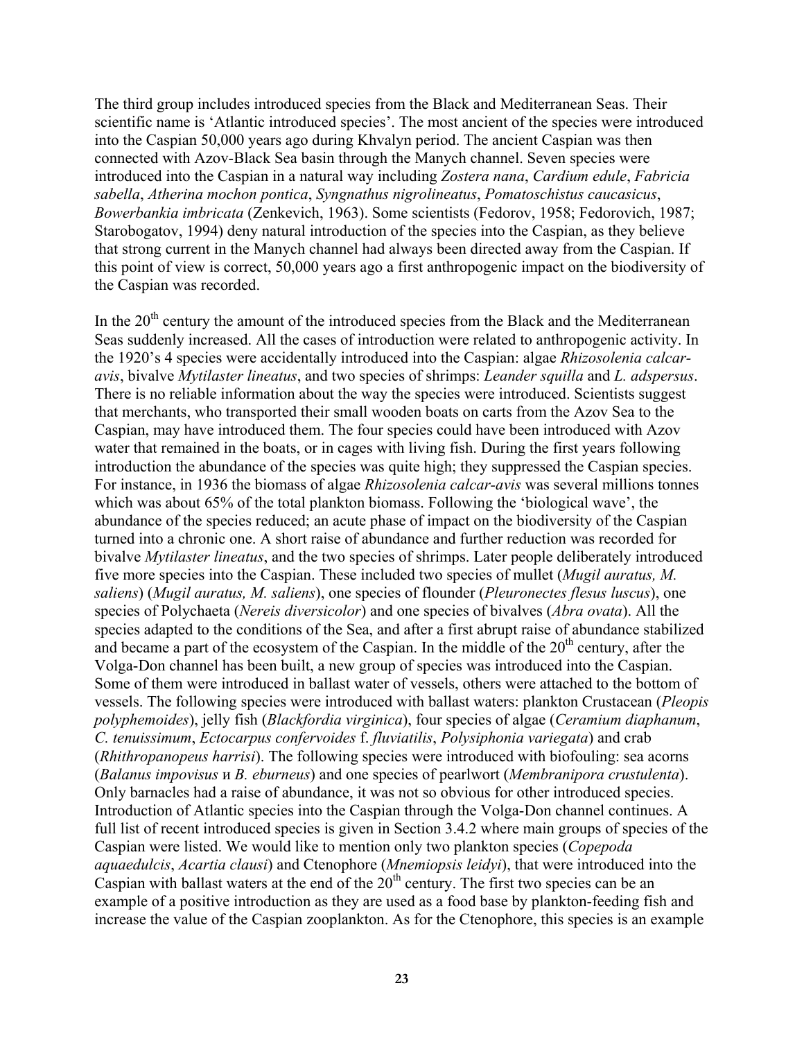The third group includes introduced species from the Black and Mediterranean Seas. Their scientific name is 'Atlantic introduced species'. The most ancient of the species were introduced into the Caspian 50,000 years ago during Khvalyn period. The ancient Caspian was then connected with Azov-Black Sea basin through the Manych channel. Seven species were introduced into the Caspian in a natural way including *Zostera nana*, *Cardium edule*, *Fabricia sabella*, *Atherina mochon pontica*, *Syngnathus nigrolineatus*, *Pomatoschistus caucasicus*, *Bowerbankia imbricata* (Zenkevich, 1963). Some scientists (Fedorov, 1958; Fedorovich, 1987; Starobogatov, 1994) deny natural introduction of the species into the Caspian, as they believe that strong current in the Manych channel had always been directed away from the Caspian. If this point of view is correct, 50,000 years ago a first anthropogenic impact on the biodiversity of the Caspian was recorded.

In the 20th century the amount of the introduced species from the Black and the Mediterranean Seas suddenly increased. All the cases of introduction were related to anthropogenic activity. In the 1920's 4 species were accidentally introduced into the Caspian: algae *Rhizosolenia calcar-avis*, bivalve *Mytilaster lineatus*, and two species of shrimps: *Leander squilla* and *L. adspersus*. There is no reliable information about the way the species were introduced. Scientists suggest that merchants, who transported their small wooden boats on carts from the Azov Sea to the Caspian, may have introduced them. The four species could have been introduced with Azov water that remained in the boats, or in cages with living fish. During the first years following introduction the abundance of the species was quite high; they suppressed the Caspian species. For instance, in 1936 the biomass of algae *Rhizosolenia calcar-avis* was several millions tonnes which was about 65% of the total plankton biomass. Following the 'biological wave', the abundance of the species reduced; an acute phase of impact on the biodiversity of the Caspian turned into a chronic one. A short raise of abundance and further reduction was recorded for bivalve *Mytilaster lineatus*, and the two species of shrimps. Later people deliberately introduced five more species into the Caspian. These included two species of mullet (*Mugil auratus, M. saliens*) (*Mugil auratus, M. saliens*), one species of flounder (*Pleuronectes flesus luscus*), one species of Polychaeta (*Nereis diversicolor*) and one species of bivalves (*Abra ovata*). All the species adapted to the conditions of the Sea, and after a first abrupt raise of abundance stabilized and became a part of the ecosystem of the Caspian. In the middle of the 20th century, after the Volga-Don channel has been built, a new group of species was introduced into the Caspian. Some of them were introduced in ballast water of vessels, others were attached to the bottom of vessels. The following species were introduced with ballast waters: plankton Crustacean (*Pleopis polyphemoides*), jelly fish (*Blackfordia virginica*), four species of algae (*Ceramium diaphanum*, *C. tenuissimum*, *Ectocarpus confervoides* f. *fluviatilis*, *Polysiphonia variegata*) and crab (*Rhithropanopeus harrisi*). The following species were introduced with biofouling: sea acorns (*Balanus impovisus* и *B. eburneus*) and one species of pearlwort (*Membranipora crustulenta*). Only barnacles had a raise of abundance, it was not so obvious for other introduced species. Introduction of Atlantic species into the Caspian through the Volga-Don channel continues. A full list of recent introduced species is given in Section 3.4.2 where main groups of species of the Caspian were listed. We would like to mention only two plankton species (*Copepoda aquaedulcis*, *Acartia clausi*) and Ctenophore (*Mnemiopsis leidyi*), that were introduced into the Caspian with ballast waters at the end of the 20th century. The first two species can be an example of a positive introduction as they are used as a food base by plankton-feeding fish and increase the value of the Caspian zooplankton. As for the Ctenophore, this species is an example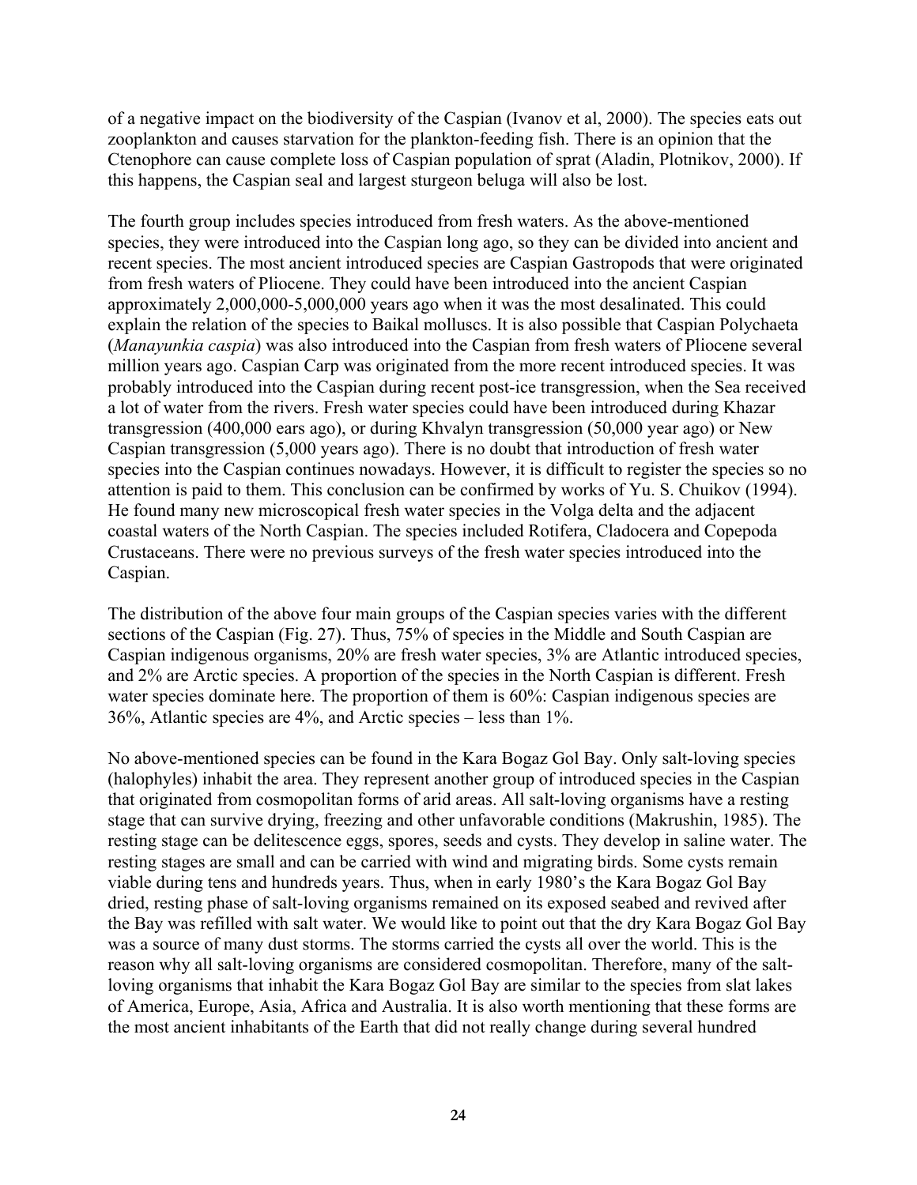of a negative impact on the biodiversity of the Caspian (Ivanov et al, 2000). The species eats out zooplankton and causes starvation for the plankton-feeding fish. There is an opinion that the Ctenophore can cause complete loss of Caspian population of sprat (Aladin, Plotnikov, 2000). If this happens, the Caspian seal and largest sturgeon beluga will also be lost.

The fourth group includes species introduced from fresh waters. As the above-mentioned species, they were introduced into the Caspian long ago, so they can be divided into ancient and recent species. The most ancient introduced species are Caspian Gastropods that were originated from fresh waters of Pliocene. They could have been introduced into the ancient Caspian approximately 2,000,000-5,000,000 years ago when it was the most desalinated. This could explain the relation of the species to Baikal molluscs. It is also possible that Caspian Polychaeta (*Manayunkia caspia*) was also introduced into the Caspian from fresh waters of Pliocene several million years ago. Caspian Carp was originated from the more recent introduced species. It was probably introduced into the Caspian during recent post-ice transgression, when the Sea received a lot of water from the rivers. Fresh water species could have been introduced during Khazar transgression (400,000 ears ago), or during Khvalyn transgression (50,000 year ago) or New Caspian transgression (5,000 years ago). There is no doubt that introduction of fresh water species into the Caspian continues nowadays. However, it is difficult to register the species so no attention is paid to them. This conclusion can be confirmed by works of Yu. S. Chuikov (1994). He found many new microscopical fresh water species in the Volga delta and the adjacent coastal waters of the North Caspian. The species included Rotifera, Cladocera and Copepoda Crustaceans. There were no previous surveys of the fresh water species introduced into the Caspian.

The distribution of the above four main groups of the Caspian species varies with the different sections of the Caspian (Fig. 27). Thus, 75% of species in the Middle and South Caspian are Caspian indigenous organisms, 20% are fresh water species, 3% are Atlantic introduced species, and 2% are Arctic species. A proportion of the species in the North Caspian is different. Fresh water species dominate here. The proportion of them is 60%: Caspian indigenous species are 36%, Atlantic species are 4%, and Arctic species – less than 1%.

No above-mentioned species can be found in the Kara Bogaz Gol Bay. Only salt-loving species (halophyles) inhabit the area. They represent another group of introduced species in the Caspian that originated from cosmopolitan forms of arid areas. All salt-loving organisms have a resting stage that can survive drying, freezing and other unfavorable conditions (Makrushin, 1985). The resting stage can be delitescence eggs, spores, seeds and cysts. They develop in saline water. The resting stages are small and can be carried with wind and migrating birds. Some cysts remain viable during tens and hundreds years. Thus, when in early 1980's the Kara Bogaz Gol Bay dried, resting phase of salt-loving organisms remained on its exposed seabed and revived after the Bay was refilled with salt water. We would like to point out that the dry Kara Bogaz Gol Bay was a source of many dust storms. The storms carried the cysts all over the world. This is the reason why all salt-loving organisms are considered cosmopolitan. Therefore, many of the salt-loving organisms that inhabit the Kara Bogaz Gol Bay are similar to the species from slat lakes of America, Europe, Asia, Africa and Australia. It is also worth mentioning that these forms are the most ancient inhabitants of the Earth that did not really change during several hundred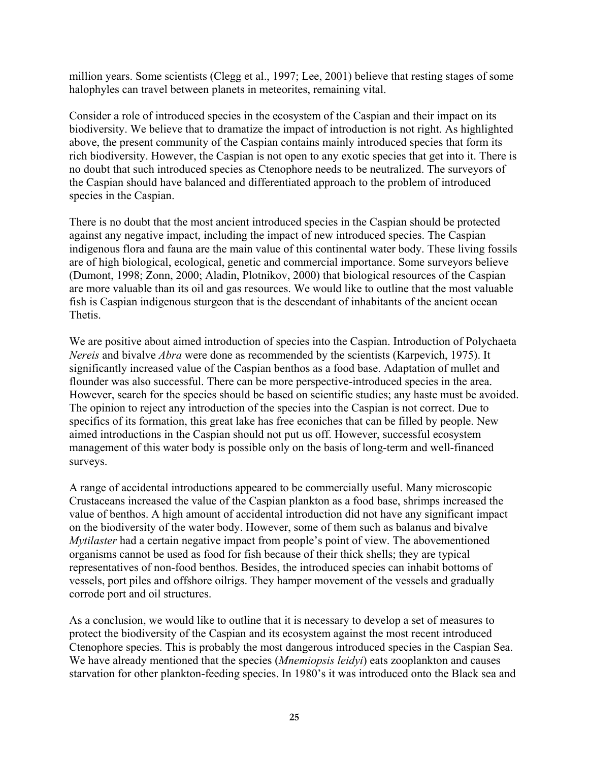million years. Some scientists (Clegg et al., 1997; Lee, 2001) believe that resting stages of some halophyles can travel between planets in meteorites, remaining vital.

Consider a role of introduced species in the ecosystem of the Caspian and their impact on its biodiversity. We believe that to dramatize the impact of introduction is not right. As highlighted above, the present community of the Caspian contains mainly introduced species that form its rich biodiversity. However, the Caspian is not open to any exotic species that get into it. There is no doubt that such introduced species as Ctenophore needs to be neutralized. The surveyors of the Caspian should have balanced and differentiated approach to the problem of introduced species in the Caspian.

There is no doubt that the most ancient introduced species in the Caspian should be protected against any negative impact, including the impact of new introduced species. The Caspian indigenous flora and fauna are the main value of this continental water body. These living fossils are of high biological, ecological, genetic and commercial importance. Some surveyors believe (Dumont, 1998; Zonn, 2000; Aladin, Plotnikov, 2000) that biological resources of the Caspian are more valuable than its oil and gas resources. We would like to outline that the most valuable fish is Caspian indigenous sturgeon that is the descendant of inhabitants of the ancient ocean Thetis.

We are positive about aimed introduction of species into the Caspian. Introduction of Polychaeta *Nereis* and bivalve *Abra* were done as recommended by the scientists (Karpevich, 1975). It significantly increased value of the Caspian benthos as a food base. Adaptation of mullet and flounder was also successful. There can be more perspective-introduced species in the area. However, search for the species should be based on scientific studies; any haste must be avoided. The opinion to reject any introduction of the species into the Caspian is not correct. Due to specifics of its formation, this great lake has free econiches that can be filled by people. New aimed introductions in the Caspian should not put us off. However, successful ecosystem management of this water body is possible only on the basis of long-term and well-financed surveys.

A range of accidental introductions appeared to be commercially useful. Many microscopic Crustaceans increased the value of the Caspian plankton as a food base, shrimps increased the value of benthos. A high amount of accidental introduction did not have any significant impact on the biodiversity of the water body. However, some of them such as balanus and bivalve *Mytilaster* had a certain negative impact from people's point of view. The abovementioned organisms cannot be used as food for fish because of their thick shells; they are typical representatives of non-food benthos. Besides, the introduced species can inhabit bottoms of vessels, port piles and offshore oilrigs. They hamper movement of the vessels and gradually corrode port and oil structures.

As a conclusion, we would like to outline that it is necessary to develop a set of measures to protect the biodiversity of the Caspian and its ecosystem against the most recent introduced Ctenophore species. This is probably the most dangerous introduced species in the Caspian Sea. We have already mentioned that the species (*Mnemiopsis leidyi*) eats zooplankton and causes starvation for other plankton-feeding species. In 1980's it was introduced onto the Black sea and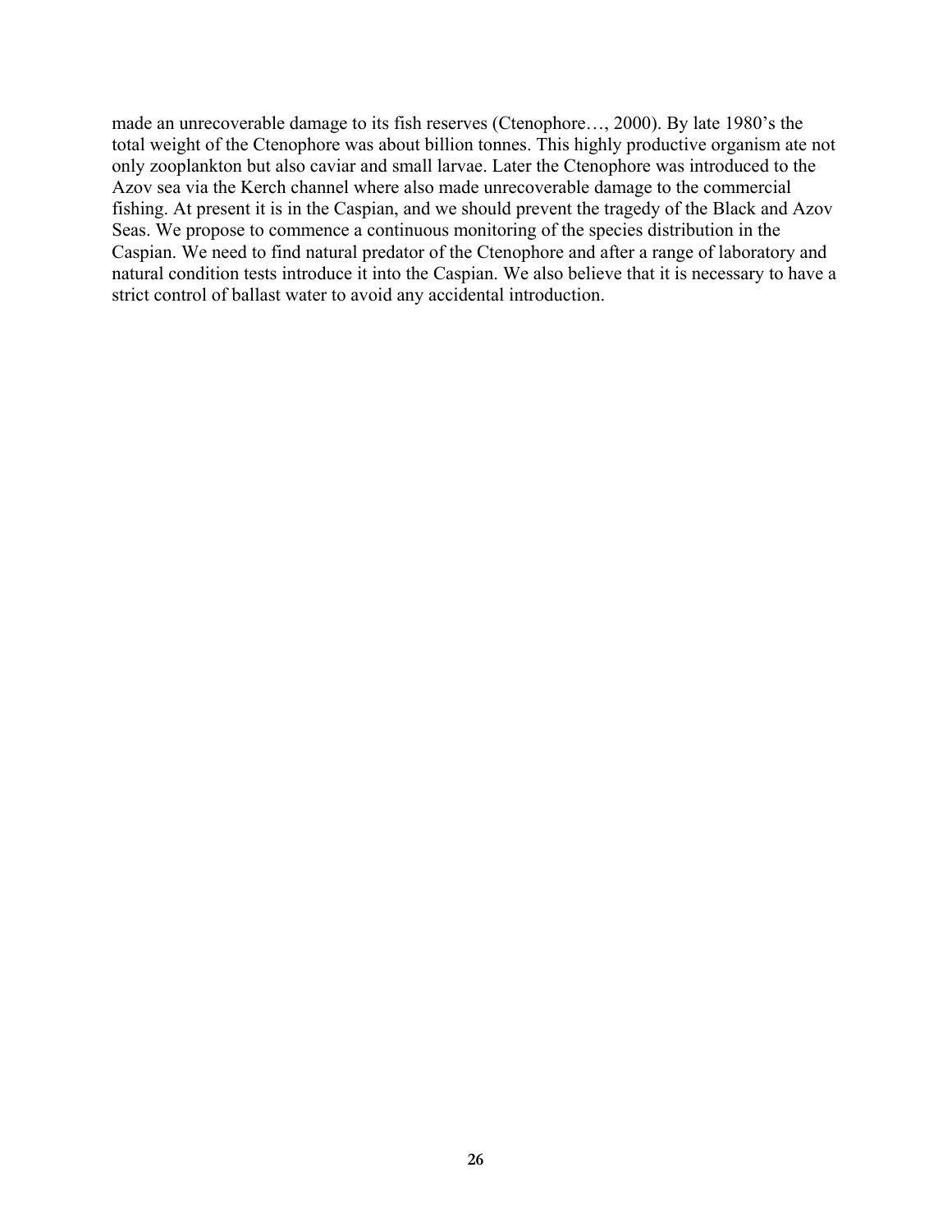made an unrecoverable damage to its fish reserves (Ctenophore…, 2000). By late 1980's the total weight of the Ctenophore was about billion tonnes. This highly productive organism ate not only zooplankton but also caviar and small larvae. Later the Ctenophore was introduced to the Azov sea via the Kerch channel where also made unrecoverable damage to the commercial fishing. At present it is in the Caspian, and we should prevent the tragedy of the Black and Azov Seas. We propose to commence a continuous monitoring of the species distribution in the Caspian. We need to find natural predator of the Ctenophore and after a range of laboratory and natural condition tests introduce it into the Caspian. We also believe that it is necessary to have a strict control of ballast water to avoid any accidental introduction.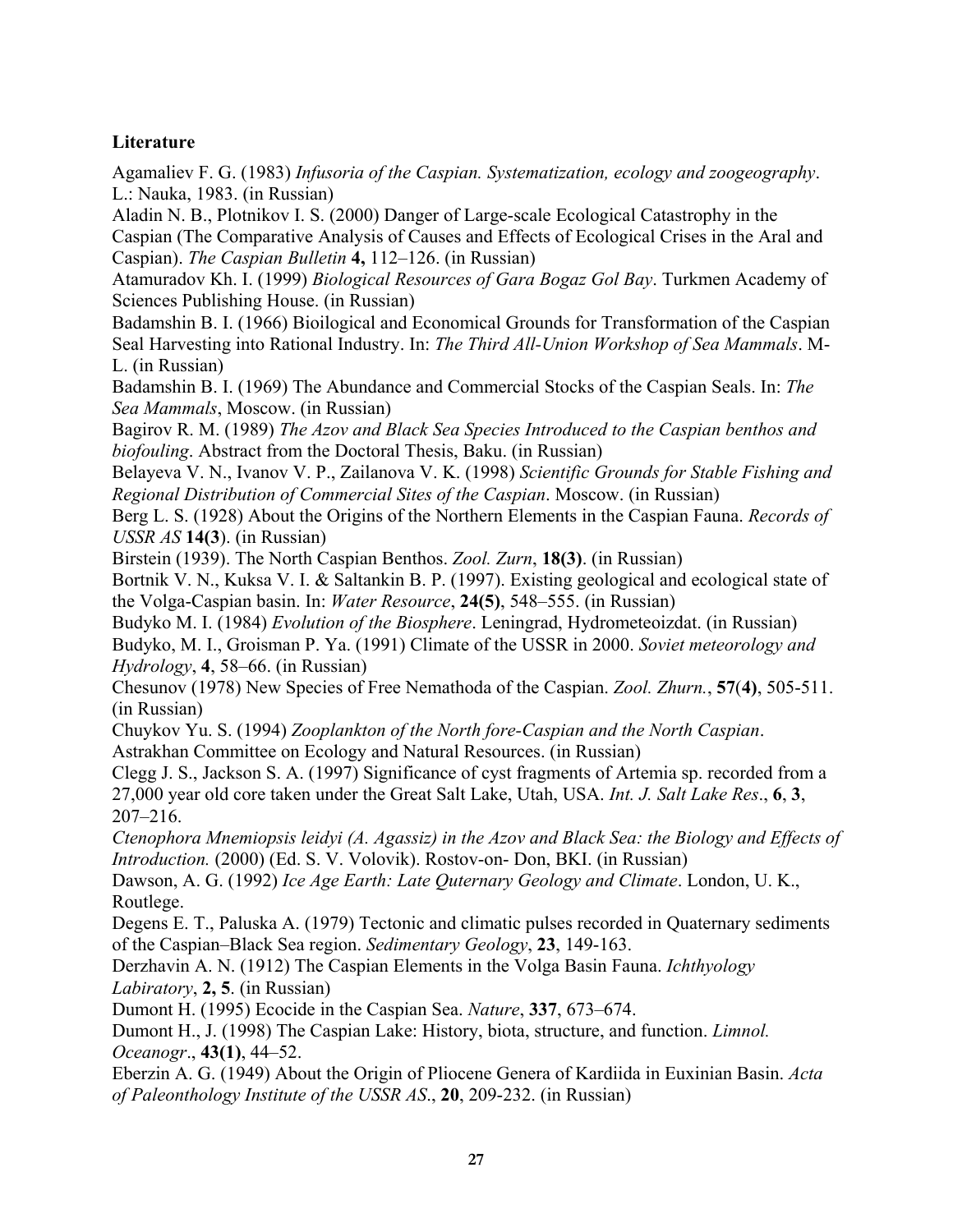**Literature**

Agamaliev F. G. (1983) *Infusoria of the Caspian. Systematization, ecology and zoogeography*. L.: Nauka, 1983. (in Russian)

Aladin N. B., Plotnikov I. S. (2000) Danger of Large-scale Ecological Catastrophy in the Caspian (The Comparative Analysis of Causes and Effects of Ecological Crises in the Aral and Caspian). *The Caspian Bulletin* **4,** 112–126. (in Russian)

Atamuradov Kh. I. (1999) *Biological Resources of Gara Bogaz Gol Bay*. Turkmen Academy of Sciences Publishing House. (in Russian)

Badamshin B. I. (1966) Bioilogical and Economical Grounds for Transformation of the Caspian Seal Harvesting into Rational Industry. In: *The Third All-Union Workshop of Sea Mammals*. M-L. (in Russian)

Badamshin B. I. (1969) The Abundance and Commercial Stocks of the Caspian Seals. In: *The Sea Mammals*, Moscow. (in Russian)

Bagirov R. M. (1989) *The Azov and Black Sea Species Introduced to the Caspian benthos and biofouling*. Abstract from the Doctoral Thesis, Baku. (in Russian)

Belayeva V. N., Ivanov V. P., Zailanova V. K. (1998) *Scientific Grounds for Stable Fishing and Regional Distribution of Commercial Sites of the Caspian*. Moscow. (in Russian)

Berg L. S. (1928) About the Origins of the Northern Elements in the Caspian Fauna. *Records of USSR AS* **14(3**). (in Russian)

Birstein (1939). The North Caspian Benthos. *Zool. Zurn*, **18(3)**. (in Russian)

Bortnik V. N., Kuksa V. I. & Saltankin B. P. (1997). Existing geological and ecological state of the Volga-Caspian basin. In: *Water Resource*, **24(5)**, 548–555. (in Russian)

Budyko M. I. (1984) *Evolution of the Biosphere*. Leningrad, Hydrometeoizdat. (in Russian)

Budyko, M. I., Groisman P. Ya. (1991) Climate of the USSR in 2000. *Soviet meteorology and Hydrology*, **4**, 58–66. (in Russian)

Chesunov (1978) New Species of Free Nemathoda of the Caspian. *Zool. Zhurn.*, **57**(**4**), 505-511. (in Russian)

Chuykov Yu. S. (1994) *Zooplankton of the North fore-Caspian and the North Caspian*. Astrakhan Committee on Ecology and Natural Resources. (in Russian)

Clegg J. S., Jackson S. A. (1997) Significance of cyst fragments of Artemia sp. recorded from a 27,000 year old core taken under the Great Salt Lake, Utah, USA. *Int. J. Salt Lake Res*., **6**, **3**, 207–216.

*Ctenophora Mnemiopsis leidyi (A. Agassiz) in the Azov and Black Sea: the Biology and Effects of Introduction.* (2000) (Ed. S. V. Volovik). Rostov-on- Don, BKI. (in Russian)

Dawson, A. G. (1992) *Ice Age Earth: Late Quternary Geology and Climate*. London, U. K., Routlege.

Degens E. T., Paluska A. (1979) Tectonic and climatic pulses recorded in Quaternary sediments of the Caspian–Black Sea region. *Sedimentary Geology*, **23**, 149-163.

Derzhavin A. N. (1912) The Caspian Elements in the Volga Basin Fauna. *Ichthyology Labiratory*, **2, 5**. (in Russian)

Dumont H. (1995) Ecocide in the Caspian Sea. *Nature*, **337**, 673–674.

Dumont H., J. (1998) The Caspian Lake: History, biota, structure, and function. *Limnol. Oceanogr*., **43(1)**, 44–52.

Eberzin A. G. (1949) About the Origin of Pliocene Genera of Kardiida in Euxinian Basin. *Acta of Paleonthology Institute of the USSR AS*., **20**, 209-232. (in Russian)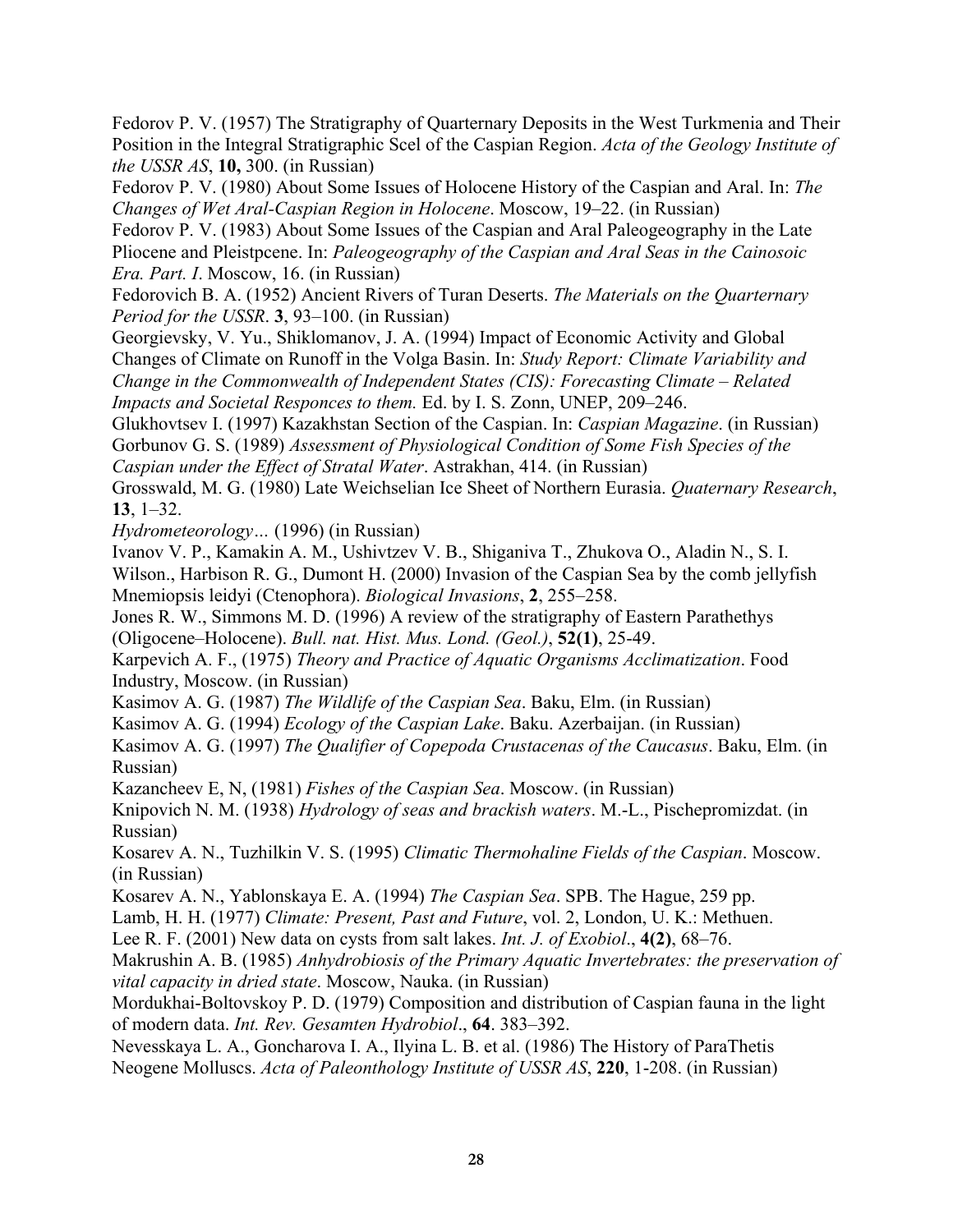Fedorov P. V. (1957) The Stratigraphy of Quarternary Deposits in the West Turkmenia and Their Position in the Integral Stratigraphic Scel of the Caspian Region. *Acta of the Geology Institute of the USSR AS*, **10,** 300. (in Russian)

Fedorov P. V. (1980) About Some Issues of Holocene History of the Caspian and Aral. In: *The Changes of Wet Aral-Caspian Region in Holocene*. Moscow, 19–22. (in Russian)

Fedorov P. V. (1983) About Some Issues of the Caspian and Aral Paleogeography in the Late Pliocene and Pleistpcene. In: *Paleogeography of the Caspian and Aral Seas in the Cainosoic Era. Part. I*. Moscow, 16. (in Russian)

Fedorovich B. A. (1952) Ancient Rivers of Turan Deserts. *The Materials on the Quarternary Period for the USSR*. **3**, 93–100. (in Russian)

Georgievsky, V. Yu., Shiklomanov, J. A. (1994) Impact of Economic Activity and Global Changes of Climate on Runoff in the Volga Basin. In: *Study Report: Climate Variability and Change in the Commonwealth of Independent States (CIS): Forecasting Climate – Related Impacts and Societal Responces to them.* Ed. by I. S. Zonn, UNEP, 209–246.

Glukhovtsev I. (1997) Kazakhstan Section of the Caspian. In: *Caspian Magazine*. (in Russian)

Gorbunov G. S. (1989) *Assessment of Physiological Condition of Some Fish Species of the Caspian under the Effect of Stratal Water*. Astrakhan, 414. (in Russian)

Grosswald, M. G. (1980) Late Weichselian Ice Sheet of Northern Eurasia. *Quaternary Research*, **13**, 1–32.

*Hydrometeorology…* (1996) (in Russian)

Ivanov V. P., Kamakin A. M., Ushivtzev V. B., Shiganiva T., Zhukova O., Aladin N., S. I. Wilson., Harbison R. G., Dumont H. (2000) Invasion of the Caspian Sea by the comb jellyfish Mnemiopsis leidyi (Ctenophora). *Biological Invasions*, **2**, 255–258.

Jones R. W., Simmons M. D. (1996) A review of the stratigraphy of Eastern Parathethys (Oligocene–Holocene). *Bull. nat. Hist. Mus. Lond. (Geol.)*, **52(1)**, 25-49.

Karpevich A. F., (1975) *Theory and Practice of Aquatic Organisms Acclimatization*. Food Industry, Moscow. (in Russian)

Kasimov A. G. (1987) *The Wildlife of the Caspian Sea*. Baku, Elm. (in Russian)

Kasimov A. G. (1994) *Ecology of the Caspian Lake*. Baku. Azerbaijan. (in Russian)

Kasimov A. G. (1997) *The Qualifier of Copepoda Crustacenas of the Caucasus*. Baku, Elm. (in Russian)

Kazancheev E, N, (1981) *Fishes of the Caspian Sea*. Moscow. (in Russian)

Knipovich N. M. (1938) *Hydrology of seas and brackish waters*. M.-L., Pischepromizdat. (in Russian)

Kosarev A. N., Tuzhilkin V. S. (1995) *Climatic Thermohaline Fields of the Caspian*. Moscow. (in Russian)

Kosarev A. N., Yablonskaya E. A. (1994) *The Caspian Sea*. SPB. The Hague, 259 pp.

Lamb, H. H. (1977) *Climate: Present, Past and Future*, vol. 2, London, U. K.: Methuen.

Lee R. F. (2001) New data on cysts from salt lakes. *Int. J. of Exobiol*., **4(2)**, 68–76.

Makrushin A. B. (1985) *Anhydrobiosis of the Primary Aquatic Invertebrates: the preservation of vital capacity in dried state*. Moscow, Nauka. (in Russian)

Mordukhai-Boltovskoy P. D. (1979) Composition and distribution of Caspian fauna in the light of modern data. *Int. Rev. Gesamten Hydrobiol*., **64**. 383–392.

Nevesskaya L. A., Goncharova I. A., Ilyina L. B. et al. (1986) The History of ParaThetis Neogene Molluscs. *Acta of Paleonthology Institute of USSR AS*, **220**, 1-208. (in Russian)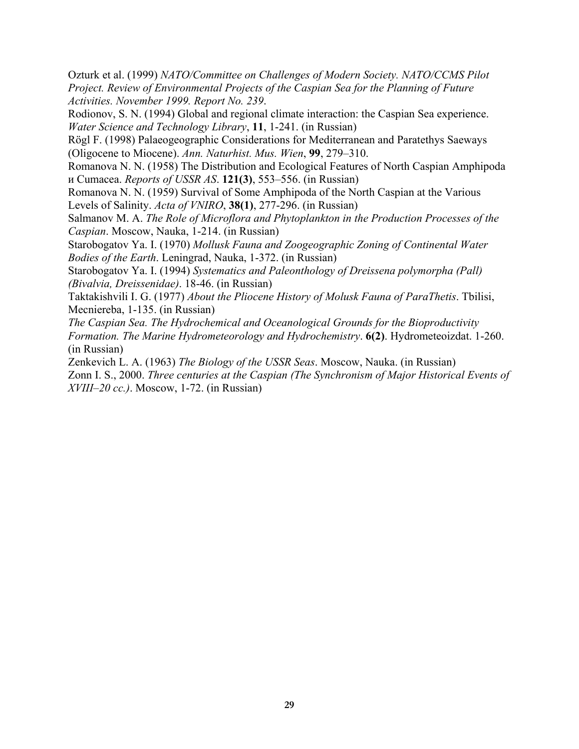Ozturk et al. (1999) *NATO/Committee on Challenges of Modern Society. NATO/CCMS Pilot Project. Review of Environmental Projects of the Caspian Sea for the Planning of Future Activities. November 1999. Report No. 239*.

Rodionov, S. N. (1994) Global and regional climate interaction: the Caspian Sea experience. *Water Science and Technology Library*, **11**, 1-241. (in Russian)

Rögl F. (1998) Palaeogeographic Considerations for Mediterranean and Paratethys Saeways (Oligocene to Miocene). *Ann. Naturhist. Mus. Wien*, **99**, 279–310.

Romanova N. N. (1958) The Distribution and Ecological Features of North Caspian Amphipoda и Cumacea. *Reports of USSR AS*. **121(3)**, 553–556. (in Russian)

Romanova N. N. (1959) Survival of Some Amphipoda of the North Caspian at the Various Levels of Salinity. *Acta of VNIRO*, **38(1)**, 277-296. (in Russian)

Salmanov M. A. *The Role of Microflora and Phytoplankton in the Production Processes of the Caspian*. Moscow, Nauka, 1-214. (in Russian)

Starobogatov Ya. I. (1970) *Mollusk Fauna and Zoogeographic Zoning of Continental Water Bodies of the Earth*. Leningrad, Nauka, 1-372. (in Russian)

Starobogatov Ya. I. (1994) *Systematics and Paleonthology of Dreissena polymorpha (Pall) (Bivalvia, Dreissenidae)*. 18-46. (in Russian)

Taktakishvili I. G. (1977) *About the Pliocene History of Molusk Fauna of ParaThetis*. Tbilisi, Mecniereba, 1-135. (in Russian)

*The Caspian Sea. The Hydrochemical and Oceanological Grounds for the Bioproductivity Formation. The Marine Hydrometeorology and Hydrochemistry*. **6(2)**. Hydrometeoizdat. 1-260. (in Russian)

Zenkevich L. A. (1963) *The Biology of the USSR Seas*. Moscow, Nauka. (in Russian)

Zonn I. S., 2000. *Three centuries at the Caspian (The Synchronism of Major Historical Events of XVIII–20 cc.)*. Moscow, 1-72. (in Russian)